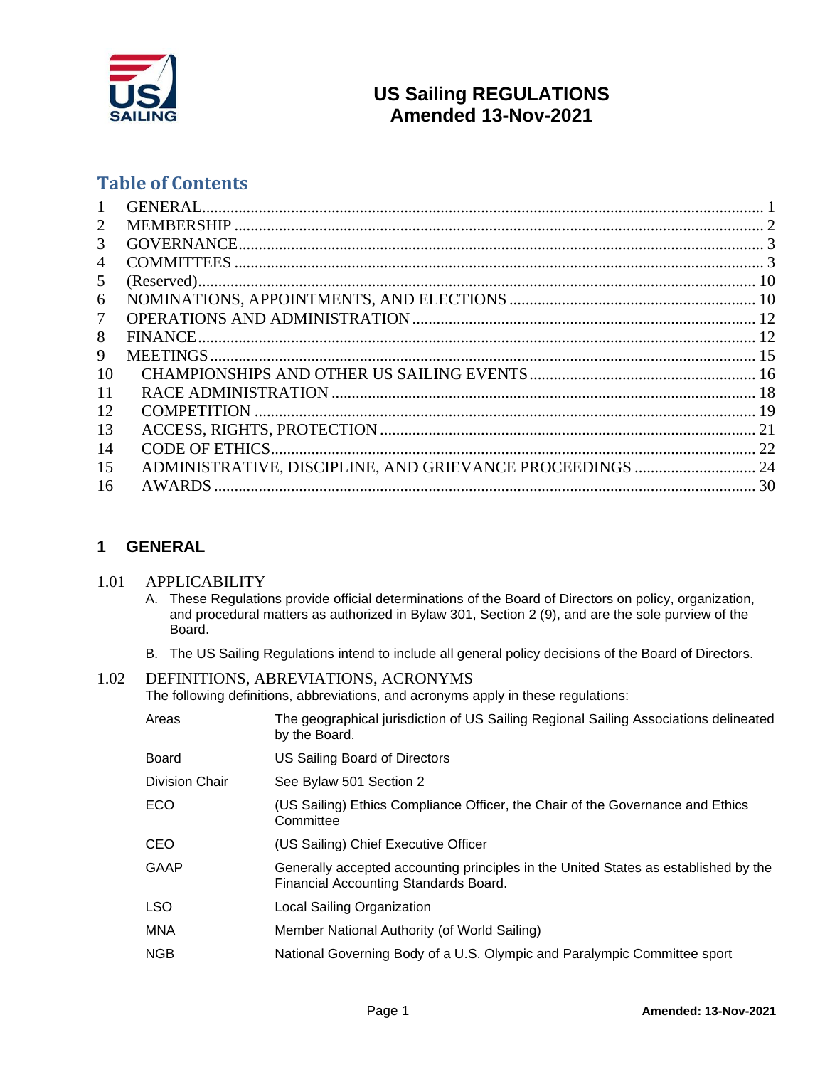# US Sailing REGULATIONS
## Amended 13-Nov-2021

## Table of Contents

| | | |
|---|---|---|
| 1 | GENERAL | 1 |
| 2 | MEMBERSHIP | 2 |
| 3 | GOVERNANCE | 3 |
| 4 | COMMITTEES | 3 |
| 5 | (Reserved) | 10 |
| 6 | NOMINATIONS, APPOINTMENTS, AND ELECTIONS | 10 |
| 7 | OPERATIONS AND ADMINISTRATION | 12 |
| 8 | FINANCE | 12 |
| 9 | MEETINGS | 15 |
| 10 | CHAMPIONSHIPS AND OTHER US SAILING EVENTS | 16 |
| 11 | RACE ADMINISTRATION | 18 |
| 12 | COMPETITION | 19 |
| 13 | ACCESS, RIGHTS, PROTECTION | 21 |
| 14 | CODE OF ETHICS | 22 |
| 15 | ADMINISTRATIVE, DISCIPLINE, AND GRIEVANCE PROCEEDINGS | 24 |
| 16 | AWARDS | 30 |

## 1 GENERAL

### 1.01 APPLICABILITY

A. These Regulations provide official determinations of the Board of Directors on policy, organization, and procedural matters as authorized in Bylaw 301, Section 2 (9), and are the sole purview of the Board.

B. The US Sailing Regulations intend to include all general policy decisions of the Board of Directors.

### 1.02 DEFINITIONS, ABREVIATIONS, ACRONYMS

The following definitions, abbreviations, and acronyms apply in these regulations:

| | |
|---|---|
| Areas | The geographical jurisdiction of US Sailing Regional Sailing Associations delineated by the Board. |
| Board | US Sailing Board of Directors |
| Division Chair | See Bylaw 501 Section 2 |
| ECO | (US Sailing) Ethics Compliance Officer, the Chair of the Governance and Ethics Committee |
| CEO | (US Sailing) Chief Executive Officer |
| GAAP | Generally accepted accounting principles in the United States as established by the Financial Accounting Standards Board. |
| LSO | Local Sailing Organization |
| MNA | Member National Authority (of World Sailing) |
| NGB | National Governing Body of a U.S. Olympic and Paralympic Committee sport |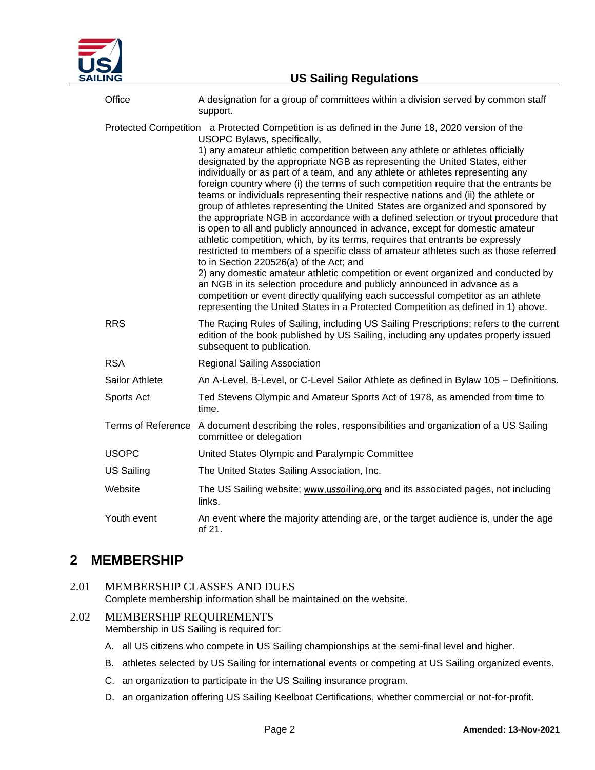| | |
|---|---|
| Office | A designation for a group of committees within a division served by common staff support. |
| Protected Competition | a Protected Competition is as defined in the June 18, 2020 version of the USOPC Bylaws, specifically,<br>1) any amateur athletic competition between any athlete or athletes officially designated by the appropriate NGB as representing the United States, either individually or as part of a team, and any athlete or athletes representing any foreign country where (i) the terms of such competition require that the entrants be teams or individuals representing their respective nations and (ii) the athlete or group of athletes representing the United States are organized and sponsored by the appropriate NGB in accordance with a defined selection or tryout procedure that is open to all and publicly announced in advance, except for domestic amateur athletic competition, which, by its terms, requires that entrants be expressly restricted to members of a specific class of amateur athletes such as those referred to in Section 220526(a) of the Act; and<br>2) any domestic amateur athletic competition or event organized and conducted by an NGB in its selection procedure and publicly announced in advance as a competition or event directly qualifying each successful competitor as an athlete representing the United States in a Protected Competition as defined in 1) above. |
| RRS | The Racing Rules of Sailing, including US Sailing Prescriptions; refers to the current edition of the book published by US Sailing, including any updates properly issued subsequent to publication. |
| RSA | Regional Sailing Association |
| Sailor Athlete | An A-Level, B-Level, or C-Level Sailor Athlete as defined in Bylaw 105 – Definitions. |
| Sports Act | Ted Stevens Olympic and Amateur Sports Act of 1978, as amended from time to time. |
| Terms of Reference | A document describing the roles, responsibilities and organization of a US Sailing committee or delegation |
| USOPC | United States Olympic and Paralympic Committee |
| US Sailing | The United States Sailing Association, Inc. |
| Website | The US Sailing website; www.ussailing.org and its associated pages, not including links. |
| Youth event | An event where the majority attending are, or the target audience is, under the age of 21. |

# 2 MEMBERSHIP

## 2.01 MEMBERSHIP CLASSES AND DUES

Complete membership information shall be maintained on the website.

## 2.02 MEMBERSHIP REQUIREMENTS

Membership in US Sailing is required for:

A. all US citizens who compete in US Sailing championships at the semi-final level and higher.

B. athletes selected by US Sailing for international events or competing at US Sailing organized events.

C. an organization to participate in the US Sailing insurance program.

D. an organization offering US Sailing Keelboat Certifications, whether commercial or not-for-profit.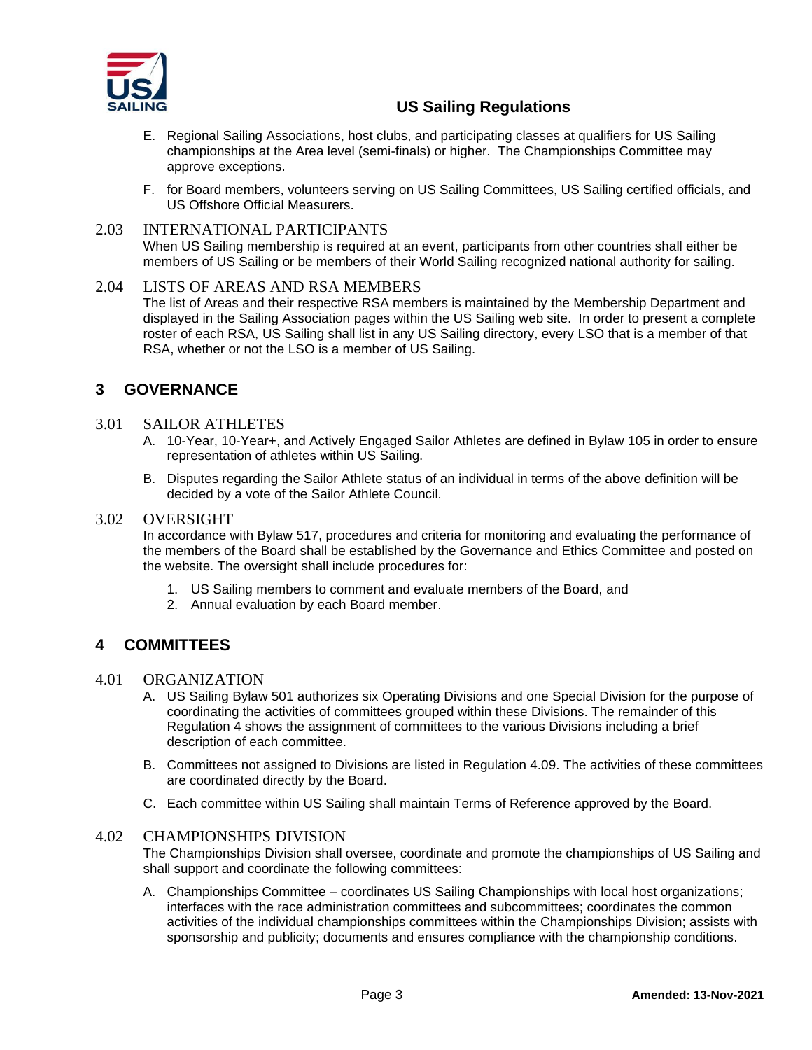E. Regional Sailing Associations, host clubs, and participating classes at qualifiers for US Sailing championships at the Area level (semi-finals) or higher. The Championships Committee may approve exceptions.

F. for Board members, volunteers serving on US Sailing Committees, US Sailing certified officials, and US Offshore Official Measurers.

### 2.03 INTERNATIONAL PARTICIPANTS

When US Sailing membership is required at an event, participants from other countries shall either be members of US Sailing or be members of their World Sailing recognized national authority for sailing.

### 2.04 LISTS OF AREAS AND RSA MEMBERS

The list of Areas and their respective RSA members is maintained by the Membership Department and displayed in the Sailing Association pages within the US Sailing web site. In order to present a complete roster of each RSA, US Sailing shall list in any US Sailing directory, every LSO that is a member of that RSA, whether or not the LSO is a member of US Sailing.

## 3 GOVERNANCE

### 3.01 SAILOR ATHLETES

A. 10-Year, 10-Year+, and Actively Engaged Sailor Athletes are defined in Bylaw 105 in order to ensure representation of athletes within US Sailing.

B. Disputes regarding the Sailor Athlete status of an individual in terms of the above definition will be decided by a vote of the Sailor Athlete Council.

### 3.02 OVERSIGHT

In accordance with Bylaw 517, procedures and criteria for monitoring and evaluating the performance of the members of the Board shall be established by the Governance and Ethics Committee and posted on the website. The oversight shall include procedures for:

1. US Sailing members to comment and evaluate members of the Board, and
2. Annual evaluation by each Board member.

## 4 COMMITTEES

### 4.01 ORGANIZATION

A. US Sailing Bylaw 501 authorizes six Operating Divisions and one Special Division for the purpose of coordinating the activities of committees grouped within these Divisions. The remainder of this Regulation 4 shows the assignment of committees to the various Divisions including a brief description of each committee.

B. Committees not assigned to Divisions are listed in Regulation 4.09. The activities of these committees are coordinated directly by the Board.

C. Each committee within US Sailing shall maintain Terms of Reference approved by the Board.

### 4.02 CHAMPIONSHIPS DIVISION

The Championships Division shall oversee, coordinate and promote the championships of US Sailing and shall support and coordinate the following committees:

A. Championships Committee – coordinates US Sailing Championships with local host organizations; interfaces with the race administration committees and subcommittees; coordinates the common activities of the individual championships committees within the Championships Division; assists with sponsorship and publicity; documents and ensures compliance with the championship conditions.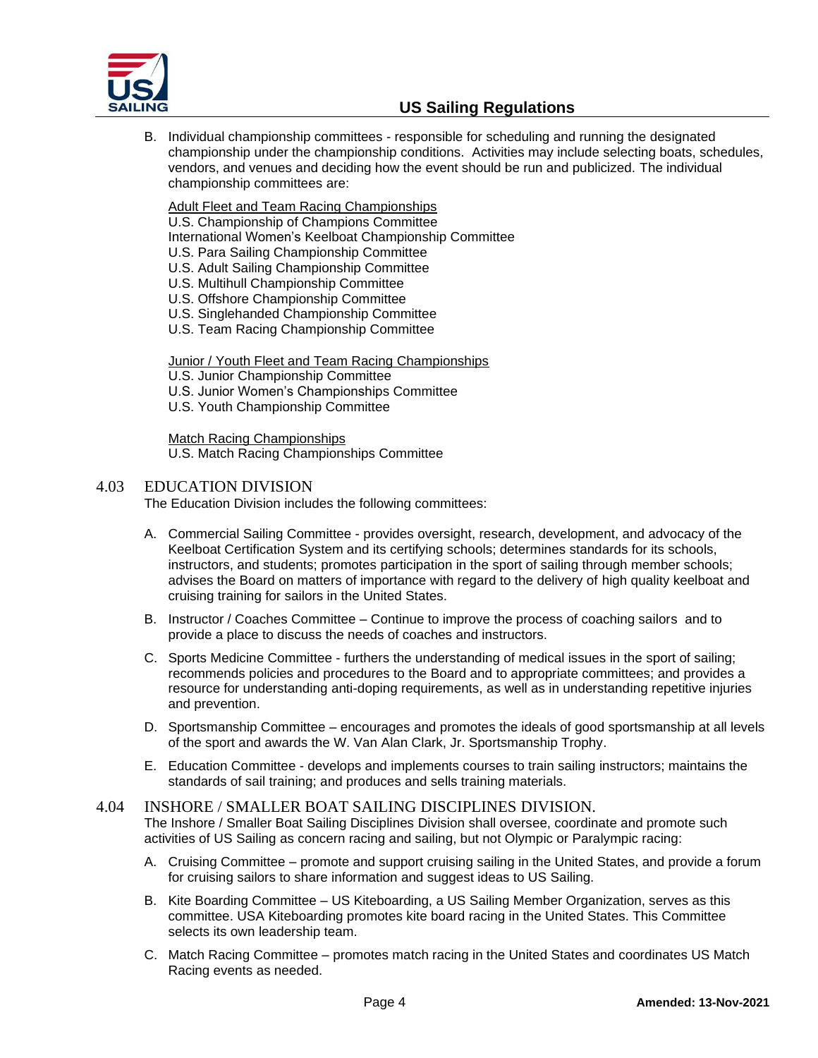B. Individual championship committees - responsible for scheduling and running the designated championship under the championship conditions. Activities may include selecting boats, schedules, vendors, and venues and deciding how the event should be run and publicized. The individual championship committees are:

   <u>Adult Fleet and Team Racing Championships</u>
   U.S. Championship of Champions Committee
   International Women's Keelboat Championship Committee
   U.S. Para Sailing Championship Committee
   U.S. Adult Sailing Championship Committee
   U.S. Multihull Championship Committee
   U.S. Offshore Championship Committee
   U.S. Singlehanded Championship Committee
   U.S. Team Racing Championship Committee

   <u>Junior / Youth Fleet and Team Racing Championships</u>
   U.S. Junior Championship Committee
   U.S. Junior Women's Championships Committee
   U.S. Youth Championship Committee

   <u>Match Racing Championships</u>
   U.S. Match Racing Championships Committee

## 4.03 EDUCATION DIVISION

The Education Division includes the following committees:

A. Commercial Sailing Committee - provides oversight, research, development, and advocacy of the Keelboat Certification System and its certifying schools; determines standards for its schools, instructors, and students; promotes participation in the sport of sailing through member schools; advises the Board on matters of importance with regard to the delivery of high quality keelboat and cruising training for sailors in the United States.

B. Instructor / Coaches Committee – Continue to improve the process of coaching sailors and to provide a place to discuss the needs of coaches and instructors.

C. Sports Medicine Committee - furthers the understanding of medical issues in the sport of sailing; recommends policies and procedures to the Board and to appropriate committees; and provides a resource for understanding anti-doping requirements, as well as in understanding repetitive injuries and prevention.

D. Sportsmanship Committee – encourages and promotes the ideals of good sportsmanship at all levels of the sport and awards the W. Van Alan Clark, Jr. Sportsmanship Trophy.

E. Education Committee - develops and implements courses to train sailing instructors; maintains the standards of sail training; and produces and sells training materials.

## 4.04 INSHORE / SMALLER BOAT SAILING DISCIPLINES DIVISION.

The Inshore / Smaller Boat Sailing Disciplines Division shall oversee, coordinate and promote such activities of US Sailing as concern racing and sailing, but not Olympic or Paralympic racing:

A. Cruising Committee – promote and support cruising sailing in the United States, and provide a forum for cruising sailors to share information and suggest ideas to US Sailing.

B. Kite Boarding Committee – US Kiteboarding, a US Sailing Member Organization, serves as this committee. USA Kiteboarding promotes kite board racing in the United States. This Committee selects its own leadership team.

C. Match Racing Committee – promotes match racing in the United States and coordinates US Match Racing events as needed.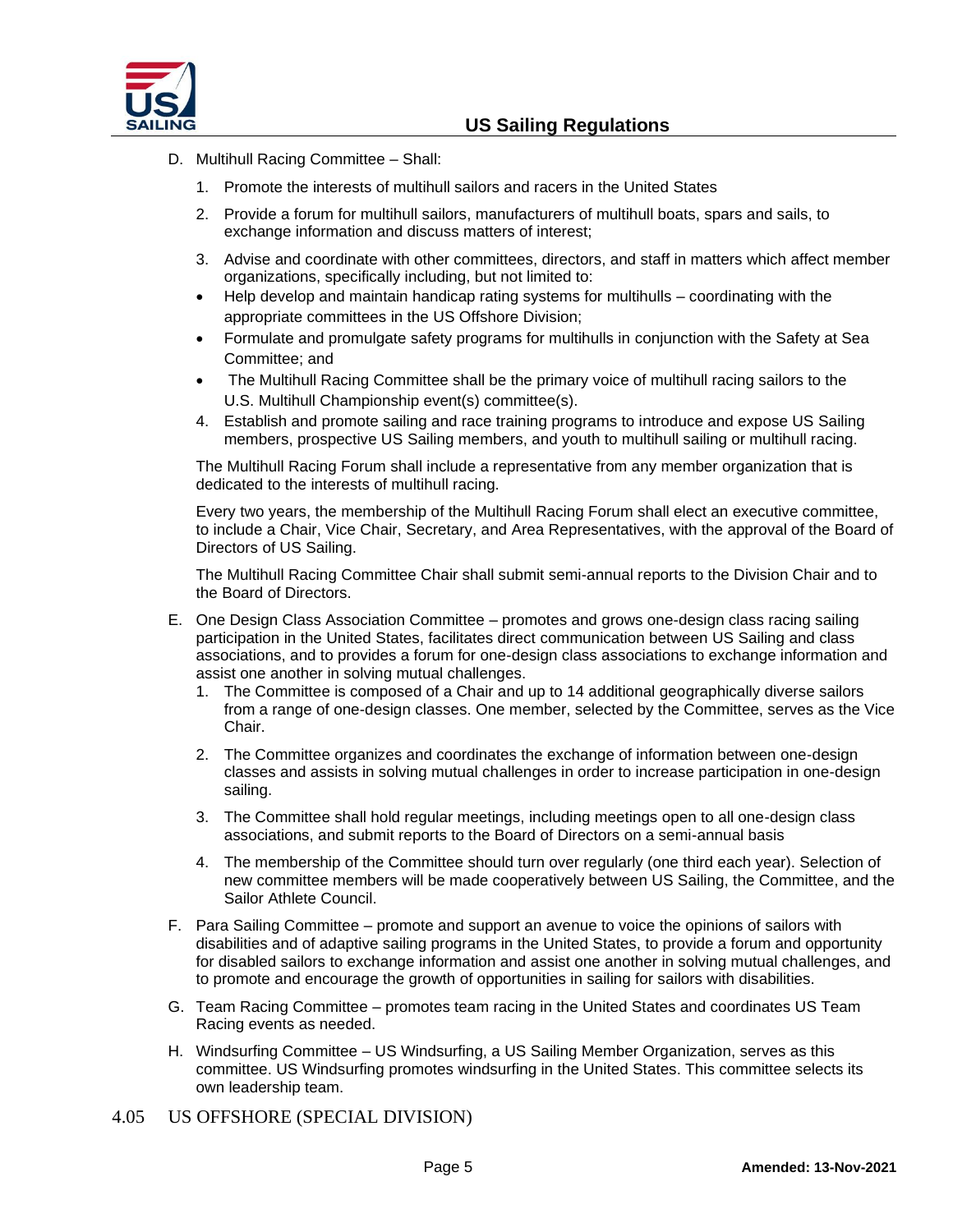D. Multihull Racing Committee – Shall:

1. Promote the interests of multihull sailors and racers in the United States
2. Provide a forum for multihull sailors, manufacturers of multihull boats, spars and sails, to exchange information and discuss matters of interest;
3. Advise and coordinate with other committees, directors, and staff in matters which affect member organizations, specifically including, but not limited to:
   - Help develop and maintain handicap rating systems for multihulls – coordinating with the appropriate committees in the US Offshore Division;
   - Formulate and promulgate safety programs for multihulls in conjunction with the Safety at Sea Committee; and
   - The Multihull Racing Committee shall be the primary voice of multihull racing sailors to the U.S. Multihull Championship event(s) committee(s).
4. Establish and promote sailing and race training programs to introduce and expose US Sailing members, prospective US Sailing members, and youth to multihull sailing or multihull racing.

The Multihull Racing Forum shall include a representative from any member organization that is dedicated to the interests of multihull racing.

Every two years, the membership of the Multihull Racing Forum shall elect an executive committee, to include a Chair, Vice Chair, Secretary, and Area Representatives, with the approval of the Board of Directors of US Sailing.

The Multihull Racing Committee Chair shall submit semi-annual reports to the Division Chair and to the Board of Directors.

E. One Design Class Association Committee – promotes and grows one-design class racing sailing participation in the United States, facilitates direct communication between US Sailing and class associations, and to provides a forum for one-design class associations to exchange information and assist one another in solving mutual challenges.

1. The Committee is composed of a Chair and up to 14 additional geographically diverse sailors from a range of one-design classes. One member, selected by the Committee, serves as the Vice Chair.
2. The Committee organizes and coordinates the exchange of information between one-design classes and assists in solving mutual challenges in order to increase participation in one-design sailing.
3. The Committee shall hold regular meetings, including meetings open to all one-design class associations, and submit reports to the Board of Directors on a semi-annual basis
4. The membership of the Committee should turn over regularly (one third each year). Selection of new committee members will be made cooperatively between US Sailing, the Committee, and the Sailor Athlete Council.

F. Para Sailing Committee – promote and support an avenue to voice the opinions of sailors with disabilities and of adaptive sailing programs in the United States, to provide a forum and opportunity for disabled sailors to exchange information and assist one another in solving mutual challenges, and to promote and encourage the growth of opportunities in sailing for sailors with disabilities.

G. Team Racing Committee – promotes team racing in the United States and coordinates US Team Racing events as needed.

H. Windsurfing Committee – US Windsurfing, a US Sailing Member Organization, serves as this committee. US Windsurfing promotes windsurfing in the United States. This committee selects its own leadership team.

## 4.05 US OFFSHORE (SPECIAL DIVISION)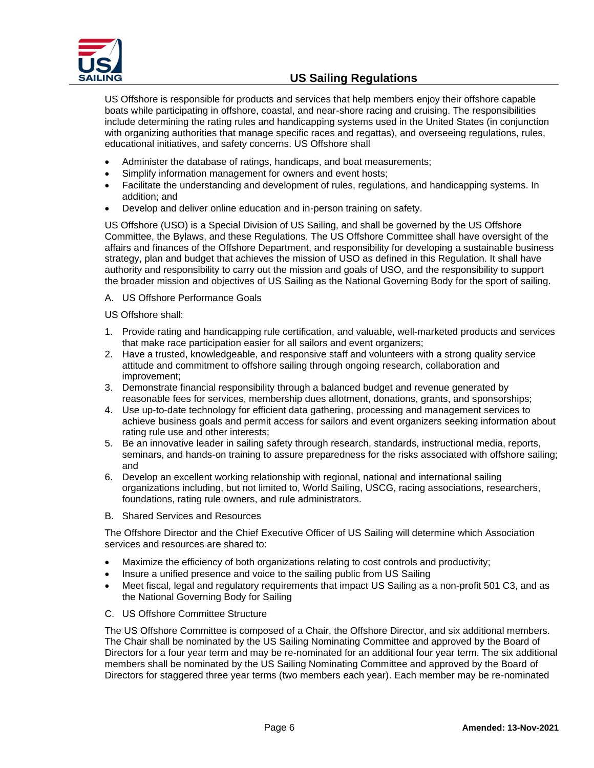US Offshore is responsible for products and services that help members enjoy their offshore capable boats while participating in offshore, coastal, and near-shore racing and cruising. The responsibilities include determining the rating rules and handicapping systems used in the United States (in conjunction with organizing authorities that manage specific races and regattas), and overseeing regulations, rules, educational initiatives, and safety concerns. US Offshore shall

- Administer the database of ratings, handicaps, and boat measurements;
- Simplify information management for owners and event hosts;
- Facilitate the understanding and development of rules, regulations, and handicapping systems. In addition; and
- Develop and deliver online education and in-person training on safety.

US Offshore (USO) is a Special Division of US Sailing, and shall be governed by the US Offshore Committee, the Bylaws, and these Regulations. The US Offshore Committee shall have oversight of the affairs and finances of the Offshore Department, and responsibility for developing a sustainable business strategy, plan and budget that achieves the mission of USO as defined in this Regulation. It shall have authority and responsibility to carry out the mission and goals of USO, and the responsibility to support the broader mission and objectives of US Sailing as the National Governing Body for the sport of sailing.

A. US Offshore Performance Goals

US Offshore shall:

1. Provide rating and handicapping rule certification, and valuable, well-marketed products and services that make race participation easier for all sailors and event organizers;
2. Have a trusted, knowledgeable, and responsive staff and volunteers with a strong quality service attitude and commitment to offshore sailing through ongoing research, collaboration and improvement;
3. Demonstrate financial responsibility through a balanced budget and revenue generated by reasonable fees for services, membership dues allotment, donations, grants, and sponsorships;
4. Use up-to-date technology for efficient data gathering, processing and management services to achieve business goals and permit access for sailors and event organizers seeking information about rating rule use and other interests;
5. Be an innovative leader in sailing safety through research, standards, instructional media, reports, seminars, and hands-on training to assure preparedness for the risks associated with offshore sailing; and
6. Develop an excellent working relationship with regional, national and international sailing organizations including, but not limited to, World Sailing, USCG, racing associations, researchers, foundations, rating rule owners, and rule administrators.

B. Shared Services and Resources

The Offshore Director and the Chief Executive Officer of US Sailing will determine which Association services and resources are shared to:

- Maximize the efficiency of both organizations relating to cost controls and productivity;
- Insure a unified presence and voice to the sailing public from US Sailing
- Meet fiscal, legal and regulatory requirements that impact US Sailing as a non-profit 501 C3, and as the National Governing Body for Sailing

C. US Offshore Committee Structure

The US Offshore Committee is composed of a Chair, the Offshore Director, and six additional members. The Chair shall be nominated by the US Sailing Nominating Committee and approved by the Board of Directors for a four year term and may be re-nominated for an additional four year term. The six additional members shall be nominated by the US Sailing Nominating Committee and approved by the Board of Directors for staggered three year terms (two members each year). Each member may be re-nominated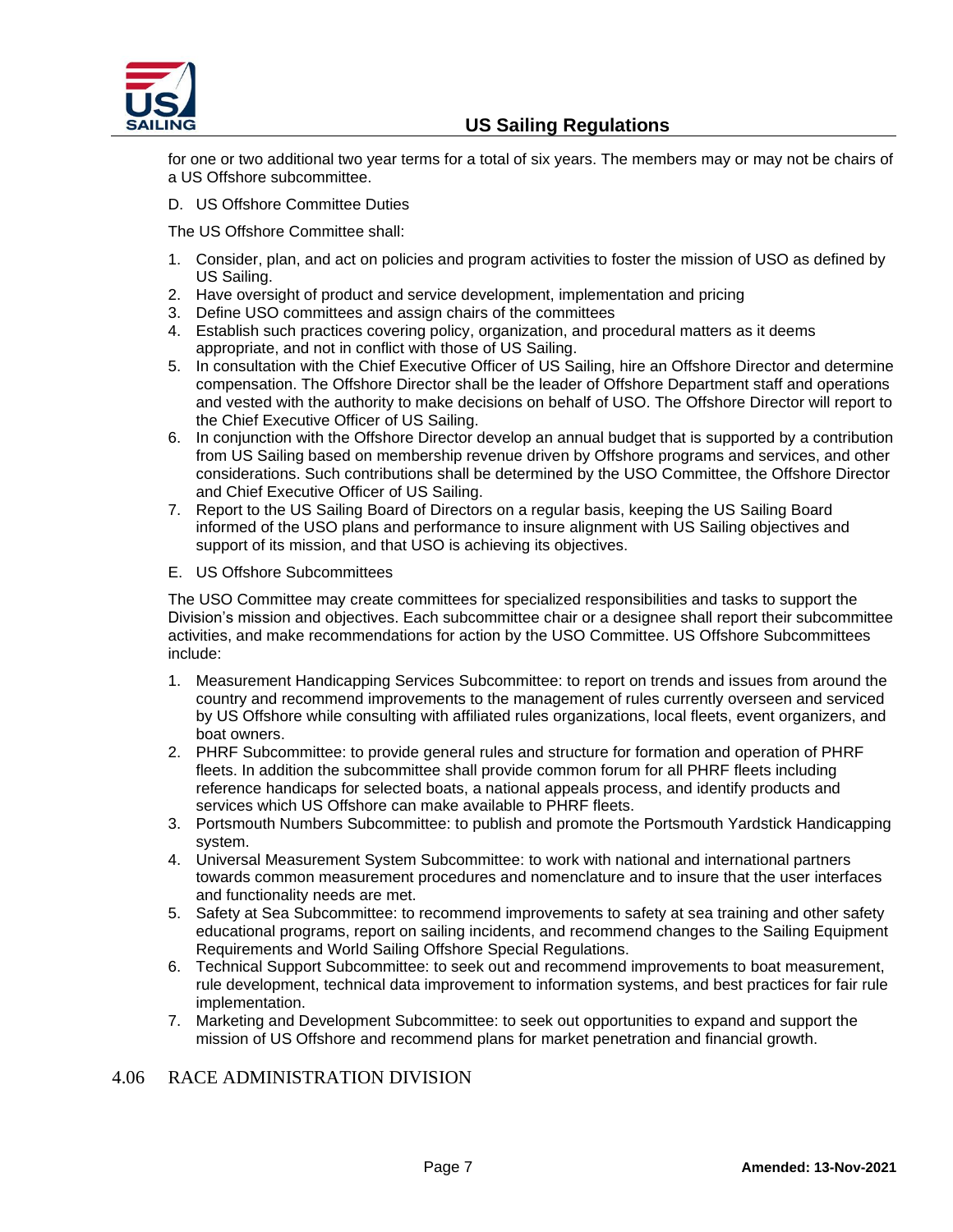for one or two additional two year terms for a total of six years. The members may or may not be chairs of a US Offshore subcommittee.

D. US Offshore Committee Duties

The US Offshore Committee shall:

1. Consider, plan, and act on policies and program activities to foster the mission of USO as defined by US Sailing.
2. Have oversight of product and service development, implementation and pricing
3. Define USO committees and assign chairs of the committees
4. Establish such practices covering policy, organization, and procedural matters as it deems appropriate, and not in conflict with those of US Sailing.
5. In consultation with the Chief Executive Officer of US Sailing, hire an Offshore Director and determine compensation. The Offshore Director shall be the leader of Offshore Department staff and operations and vested with the authority to make decisions on behalf of USO. The Offshore Director will report to the Chief Executive Officer of US Sailing.
6. In conjunction with the Offshore Director develop an annual budget that is supported by a contribution from US Sailing based on membership revenue driven by Offshore programs and services, and other considerations. Such contributions shall be determined by the USO Committee, the Offshore Director and Chief Executive Officer of US Sailing.
7. Report to the US Sailing Board of Directors on a regular basis, keeping the US Sailing Board informed of the USO plans and performance to insure alignment with US Sailing objectives and support of its mission, and that USO is achieving its objectives.

E. US Offshore Subcommittees

The USO Committee may create committees for specialized responsibilities and tasks to support the Division's mission and objectives. Each subcommittee chair or a designee shall report their subcommittee activities, and make recommendations for action by the USO Committee. US Offshore Subcommittees include:

1. Measurement Handicapping Services Subcommittee: to report on trends and issues from around the country and recommend improvements to the management of rules currently overseen and serviced by US Offshore while consulting with affiliated rules organizations, local fleets, event organizers, and boat owners.
2. PHRF Subcommittee: to provide general rules and structure for formation and operation of PHRF fleets. In addition the subcommittee shall provide common forum for all PHRF fleets including reference handicaps for selected boats, a national appeals process, and identify products and services which US Offshore can make available to PHRF fleets.
3. Portsmouth Numbers Subcommittee: to publish and promote the Portsmouth Yardstick Handicapping system.
4. Universal Measurement System Subcommittee: to work with national and international partners towards common measurement procedures and nomenclature and to insure that the user interfaces and functionality needs are met.
5. Safety at Sea Subcommittee: to recommend improvements to safety at sea training and other safety educational programs, report on sailing incidents, and recommend changes to the Sailing Equipment Requirements and World Sailing Offshore Special Regulations.
6. Technical Support Subcommittee: to seek out and recommend improvements to boat measurement, rule development, technical data improvement to information systems, and best practices for fair rule implementation.
7. Marketing and Development Subcommittee: to seek out opportunities to expand and support the mission of US Offshore and recommend plans for market penetration and financial growth.

## 4.06 RACE ADMINISTRATION DIVISION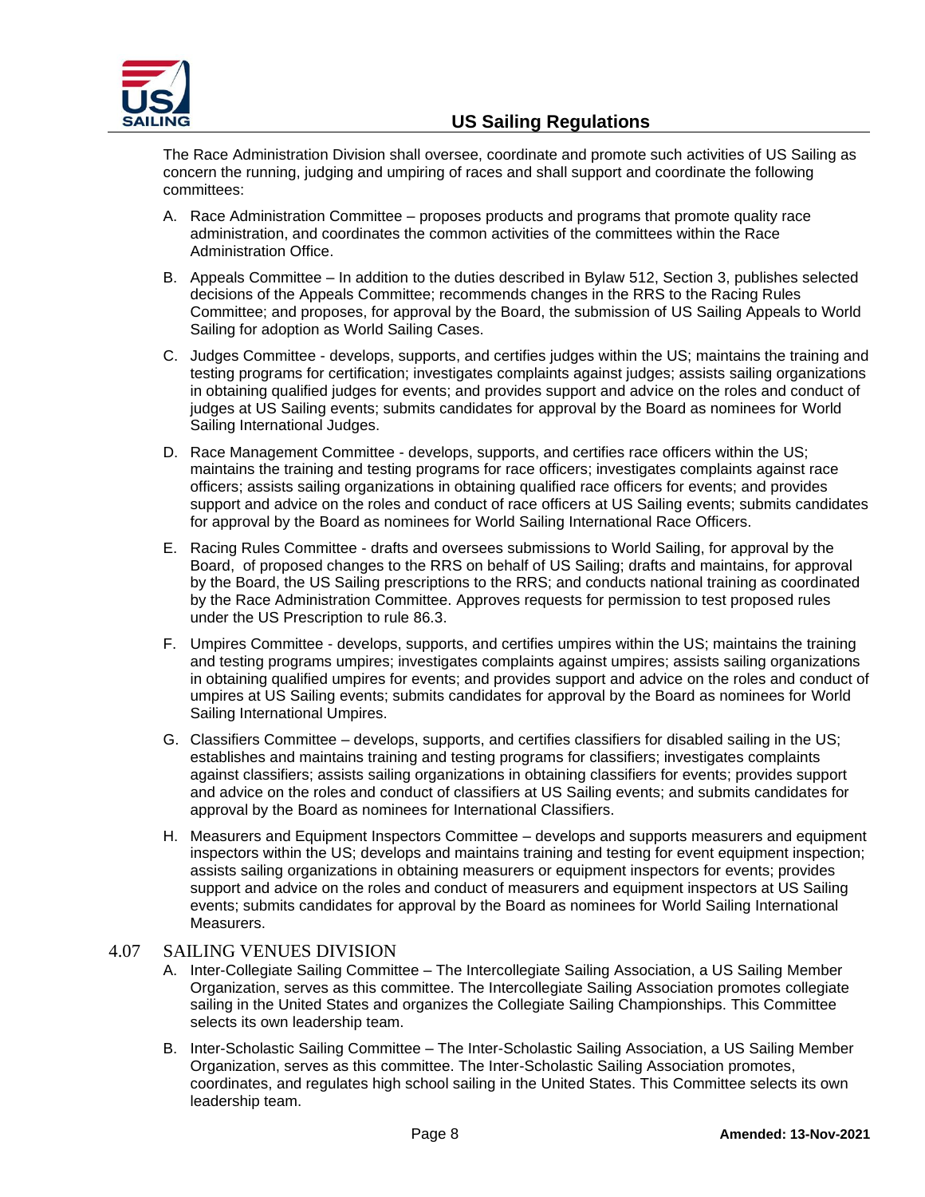The Race Administration Division shall oversee, coordinate and promote such activities of US Sailing as concern the running, judging and umpiring of races and shall support and coordinate the following committees:

A. Race Administration Committee – proposes products and programs that promote quality race administration, and coordinates the common activities of the committees within the Race Administration Office.

B. Appeals Committee – In addition to the duties described in Bylaw 512, Section 3, publishes selected decisions of the Appeals Committee; recommends changes in the RRS to the Racing Rules Committee; and proposes, for approval by the Board, the submission of US Sailing Appeals to World Sailing for adoption as World Sailing Cases.

C. Judges Committee - develops, supports, and certifies judges within the US; maintains the training and testing programs for certification; investigates complaints against judges; assists sailing organizations in obtaining qualified judges for events; and provides support and advice on the roles and conduct of judges at US Sailing events; submits candidates for approval by the Board as nominees for World Sailing International Judges.

D. Race Management Committee - develops, supports, and certifies race officers within the US; maintains the training and testing programs for race officers; investigates complaints against race officers; assists sailing organizations in obtaining qualified race officers for events; and provides support and advice on the roles and conduct of race officers at US Sailing events; submits candidates for approval by the Board as nominees for World Sailing International Race Officers.

E. Racing Rules Committee - drafts and oversees submissions to World Sailing, for approval by the Board, of proposed changes to the RRS on behalf of US Sailing; drafts and maintains, for approval by the Board, the US Sailing prescriptions to the RRS; and conducts national training as coordinated by the Race Administration Committee. Approves requests for permission to test proposed rules under the US Prescription to rule 86.3.

F. Umpires Committee - develops, supports, and certifies umpires within the US; maintains the training and testing programs umpires; investigates complaints against umpires; assists sailing organizations in obtaining qualified umpires for events; and provides support and advice on the roles and conduct of umpires at US Sailing events; submits candidates for approval by the Board as nominees for World Sailing International Umpires.

G. Classifiers Committee – develops, supports, and certifies classifiers for disabled sailing in the US; establishes and maintains training and testing programs for classifiers; investigates complaints against classifiers; assists sailing organizations in obtaining classifiers for events; provides support and advice on the roles and conduct of classifiers at US Sailing events; and submits candidates for approval by the Board as nominees for International Classifiers.

H. Measurers and Equipment Inspectors Committee – develops and supports measurers and equipment inspectors within the US; develops and maintains training and testing for event equipment inspection; assists sailing organizations in obtaining measurers or equipment inspectors for events; provides support and advice on the roles and conduct of measurers and equipment inspectors at US Sailing events; submits candidates for approval by the Board as nominees for World Sailing International Measurers.

## 4.07 SAILING VENUES DIVISION

A. Inter-Collegiate Sailing Committee – The Intercollegiate Sailing Association, a US Sailing Member Organization, serves as this committee. The Intercollegiate Sailing Association promotes collegiate sailing in the United States and organizes the Collegiate Sailing Championships. This Committee selects its own leadership team.

B. Inter-Scholastic Sailing Committee – The Inter-Scholastic Sailing Association, a US Sailing Member Organization, serves as this committee. The Inter-Scholastic Sailing Association promotes, coordinates, and regulates high school sailing in the United States. This Committee selects its own leadership team.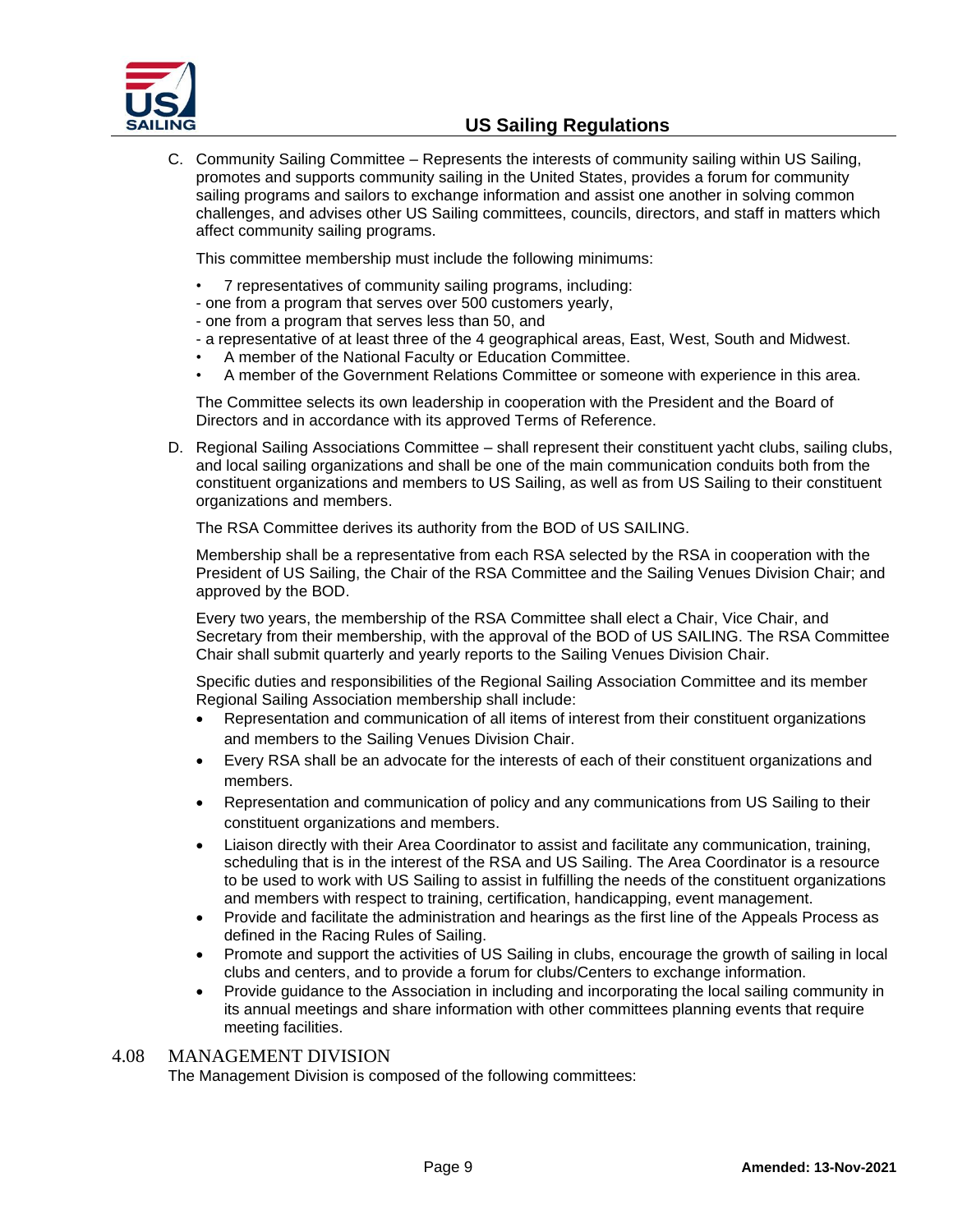C. Community Sailing Committee – Represents the interests of community sailing within US Sailing, promotes and supports community sailing in the United States, provides a forum for community sailing programs and sailors to exchange information and assist one another in solving common challenges, and advises other US Sailing committees, councils, directors, and staff in matters which affect community sailing programs.

   This committee membership must include the following minimums:

   - 7 representatives of community sailing programs, including:
     - one from a program that serves over 500 customers yearly,
     - one from a program that serves less than 50, and
     - a representative of at least three of the 4 geographical areas, East, West, South and Midwest.
   - A member of the National Faculty or Education Committee.
   - A member of the Government Relations Committee or someone with experience in this area.

   The Committee selects its own leadership in cooperation with the President and the Board of Directors and in accordance with its approved Terms of Reference.

D. Regional Sailing Associations Committee – shall represent their constituent yacht clubs, sailing clubs, and local sailing organizations and shall be one of the main communication conduits both from the constituent organizations and members to US Sailing, as well as from US Sailing to their constituent organizations and members.

   The RSA Committee derives its authority from the BOD of US SAILING.

   Membership shall be a representative from each RSA selected by the RSA in cooperation with the President of US Sailing, the Chair of the RSA Committee and the Sailing Venues Division Chair; and approved by the BOD.

   Every two years, the membership of the RSA Committee shall elect a Chair, Vice Chair, and Secretary from their membership, with the approval of the BOD of US SAILING. The RSA Committee Chair shall submit quarterly and yearly reports to the Sailing Venues Division Chair.

   Specific duties and responsibilities of the Regional Sailing Association Committee and its member Regional Sailing Association membership shall include:

   - Representation and communication of all items of interest from their constituent organizations and members to the Sailing Venues Division Chair.
   - Every RSA shall be an advocate for the interests of each of their constituent organizations and members.
   - Representation and communication of policy and any communications from US Sailing to their constituent organizations and members.
   - Liaison directly with their Area Coordinator to assist and facilitate any communication, training, scheduling that is in the interest of the RSA and US Sailing. The Area Coordinator is a resource to be used to work with US Sailing to assist in fulfilling the needs of the constituent organizations and members with respect to training, certification, handicapping, event management.
   - Provide and facilitate the administration and hearings as the first line of the Appeals Process as defined in the Racing Rules of Sailing.
   - Promote and support the activities of US Sailing in clubs, encourage the growth of sailing in local clubs and centers, and to provide a forum for clubs/Centers to exchange information.
   - Provide guidance to the Association in including and incorporating the local sailing community in its annual meetings and share information with other committees planning events that require meeting facilities.

## 4.08 MANAGEMENT DIVISION

The Management Division is composed of the following committees: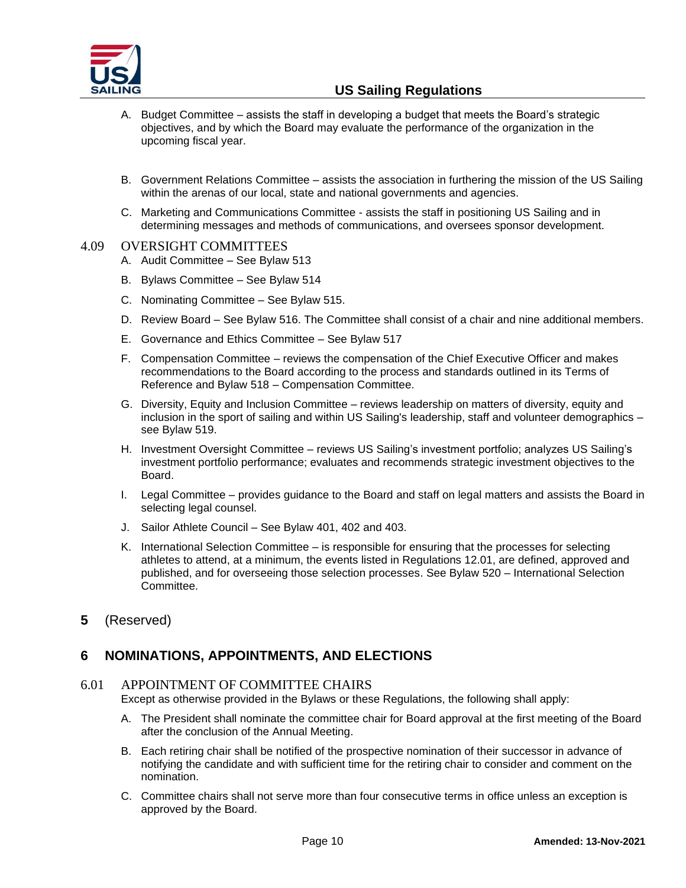A. Budget Committee – assists the staff in developing a budget that meets the Board's strategic objectives, and by which the Board may evaluate the performance of the organization in the upcoming fiscal year.

B. Government Relations Committee – assists the association in furthering the mission of the US Sailing within the arenas of our local, state and national governments and agencies.

C. Marketing and Communications Committee - assists the staff in positioning US Sailing and in determining messages and methods of communications, and oversees sponsor development.

### 4.09 OVERSIGHT COMMITTEES

A. Audit Committee – See Bylaw 513

B. Bylaws Committee – See Bylaw 514

C. Nominating Committee – See Bylaw 515.

D. Review Board – See Bylaw 516. The Committee shall consist of a chair and nine additional members.

E. Governance and Ethics Committee – See Bylaw 517

F. Compensation Committee – reviews the compensation of the Chief Executive Officer and makes recommendations to the Board according to the process and standards outlined in its Terms of Reference and Bylaw 518 – Compensation Committee.

G. Diversity, Equity and Inclusion Committee – reviews leadership on matters of diversity, equity and inclusion in the sport of sailing and within US Sailing's leadership, staff and volunteer demographics – see Bylaw 519.

H. Investment Oversight Committee – reviews US Sailing's investment portfolio; analyzes US Sailing's investment portfolio performance; evaluates and recommends strategic investment objectives to the Board.

I. Legal Committee – provides guidance to the Board and staff on legal matters and assists the Board in selecting legal counsel.

J. Sailor Athlete Council – See Bylaw 401, 402 and 403.

K. International Selection Committee – is responsible for ensuring that the processes for selecting athletes to attend, at a minimum, the events listed in Regulations 12.01, are defined, approved and published, and for overseeing those selection processes. See Bylaw 520 – International Selection Committee.

## 5 (Reserved)

## 6 NOMINATIONS, APPOINTMENTS, AND ELECTIONS

### 6.01 APPOINTMENT OF COMMITTEE CHAIRS

Except as otherwise provided in the Bylaws or these Regulations, the following shall apply:

A. The President shall nominate the committee chair for Board approval at the first meeting of the Board after the conclusion of the Annual Meeting.

B. Each retiring chair shall be notified of the prospective nomination of their successor in advance of notifying the candidate and with sufficient time for the retiring chair to consider and comment on the nomination.

C. Committee chairs shall not serve more than four consecutive terms in office unless an exception is approved by the Board.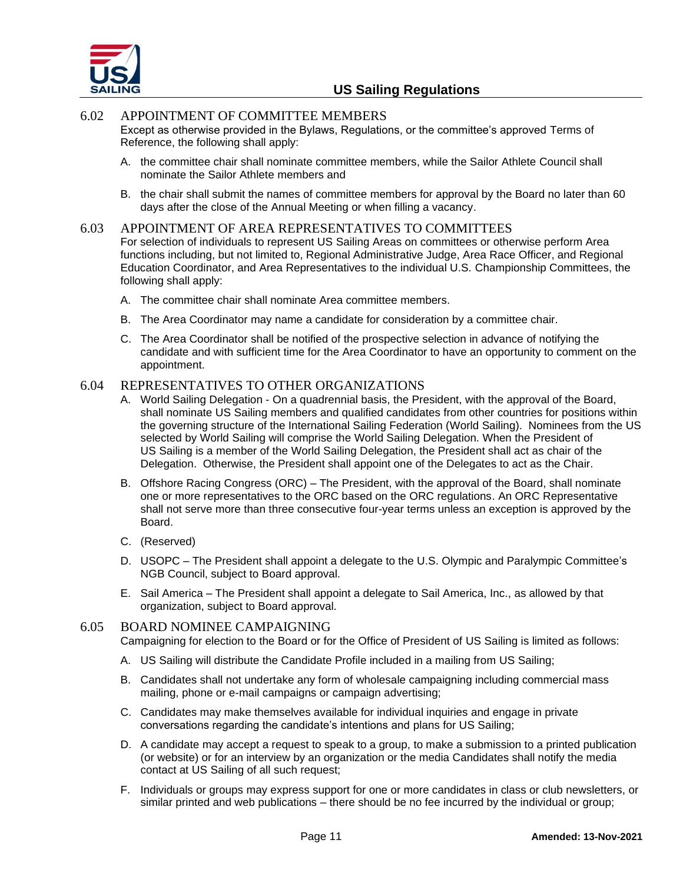### 6.02 APPOINTMENT OF COMMITTEE MEMBERS

Except as otherwise provided in the Bylaws, Regulations, or the committee's approved Terms of Reference, the following shall apply:

A. the committee chair shall nominate committee members, while the Sailor Athlete Council shall nominate the Sailor Athlete members and

B. the chair shall submit the names of committee members for approval by the Board no later than 60 days after the close of the Annual Meeting or when filling a vacancy.

### 6.03 APPOINTMENT OF AREA REPRESENTATIVES TO COMMITTEES

For selection of individuals to represent US Sailing Areas on committees or otherwise perform Area functions including, but not limited to, Regional Administrative Judge, Area Race Officer, and Regional Education Coordinator, and Area Representatives to the individual U.S. Championship Committees, the following shall apply:

A. The committee chair shall nominate Area committee members.

B. The Area Coordinator may name a candidate for consideration by a committee chair.

C. The Area Coordinator shall be notified of the prospective selection in advance of notifying the candidate and with sufficient time for the Area Coordinator to have an opportunity to comment on the appointment.

### 6.04 REPRESENTATIVES TO OTHER ORGANIZATIONS

A. World Sailing Delegation - On a quadrennial basis, the President, with the approval of the Board, shall nominate US Sailing members and qualified candidates from other countries for positions within the governing structure of the International Sailing Federation (World Sailing). Nominees from the US selected by World Sailing will comprise the World Sailing Delegation. When the President of US Sailing is a member of the World Sailing Delegation, the President shall act as chair of the Delegation. Otherwise, the President shall appoint one of the Delegates to act as the Chair.

B. Offshore Racing Congress (ORC) – The President, with the approval of the Board, shall nominate one or more representatives to the ORC based on the ORC regulations. An ORC Representative shall not serve more than three consecutive four-year terms unless an exception is approved by the Board.

C. (Reserved)

D. USOPC – The President shall appoint a delegate to the U.S. Olympic and Paralympic Committee's NGB Council, subject to Board approval.

E. Sail America – The President shall appoint a delegate to Sail America, Inc., as allowed by that organization, subject to Board approval.

### 6.05 BOARD NOMINEE CAMPAIGNING

Campaigning for election to the Board or for the Office of President of US Sailing is limited as follows:

A. US Sailing will distribute the Candidate Profile included in a mailing from US Sailing;

B. Candidates shall not undertake any form of wholesale campaigning including commercial mass mailing, phone or e-mail campaigns or campaign advertising;

C. Candidates may make themselves available for individual inquiries and engage in private conversations regarding the candidate's intentions and plans for US Sailing;

D. A candidate may accept a request to speak to a group, to make a submission to a printed publication (or website) or for an interview by an organization or the media Candidates shall notify the media contact at US Sailing of all such request;

F. Individuals or groups may express support for one or more candidates in class or club newsletters, or similar printed and web publications – there should be no fee incurred by the individual or group;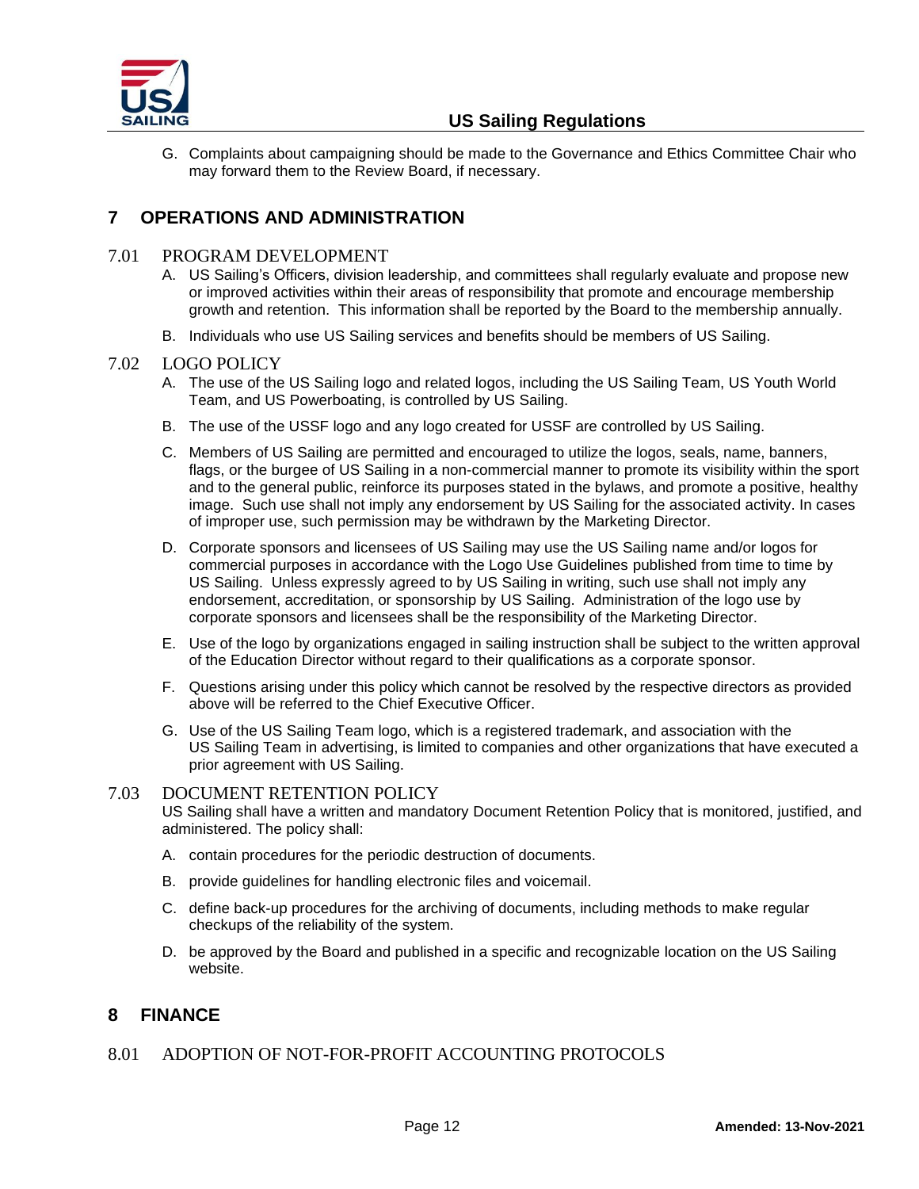G. Complaints about campaigning should be made to the Governance and Ethics Committee Chair who may forward them to the Review Board, if necessary.

# 7 OPERATIONS AND ADMINISTRATION

## 7.01 PROGRAM DEVELOPMENT

A. US Sailing's Officers, division leadership, and committees shall regularly evaluate and propose new or improved activities within their areas of responsibility that promote and encourage membership growth and retention. This information shall be reported by the Board to the membership annually.

B. Individuals who use US Sailing services and benefits should be members of US Sailing.

## 7.02 LOGO POLICY

A. The use of the US Sailing logo and related logos, including the US Sailing Team, US Youth World Team, and US Powerboating, is controlled by US Sailing.

B. The use of the USSF logo and any logo created for USSF are controlled by US Sailing.

C. Members of US Sailing are permitted and encouraged to utilize the logos, seals, name, banners, flags, or the burgee of US Sailing in a non-commercial manner to promote its visibility within the sport and to the general public, reinforce its purposes stated in the bylaws, and promote a positive, healthy image. Such use shall not imply any endorsement by US Sailing for the associated activity. In cases of improper use, such permission may be withdrawn by the Marketing Director.

D. Corporate sponsors and licensees of US Sailing may use the US Sailing name and/or logos for commercial purposes in accordance with the Logo Use Guidelines published from time to time by US Sailing. Unless expressly agreed to by US Sailing in writing, such use shall not imply any endorsement, accreditation, or sponsorship by US Sailing. Administration of the logo use by corporate sponsors and licensees shall be the responsibility of the Marketing Director.

E. Use of the logo by organizations engaged in sailing instruction shall be subject to the written approval of the Education Director without regard to their qualifications as a corporate sponsor.

F. Questions arising under this policy which cannot be resolved by the respective directors as provided above will be referred to the Chief Executive Officer.

G. Use of the US Sailing Team logo, which is a registered trademark, and association with the US Sailing Team in advertising, is limited to companies and other organizations that have executed a prior agreement with US Sailing.

## 7.03 DOCUMENT RETENTION POLICY

US Sailing shall have a written and mandatory Document Retention Policy that is monitored, justified, and administered. The policy shall:

A. contain procedures for the periodic destruction of documents.

B. provide guidelines for handling electronic files and voicemail.

C. define back-up procedures for the archiving of documents, including methods to make regular checkups of the reliability of the system.

D. be approved by the Board and published in a specific and recognizable location on the US Sailing website.

# 8 FINANCE

## 8.01 ADOPTION OF NOT-FOR-PROFIT ACCOUNTING PROTOCOLS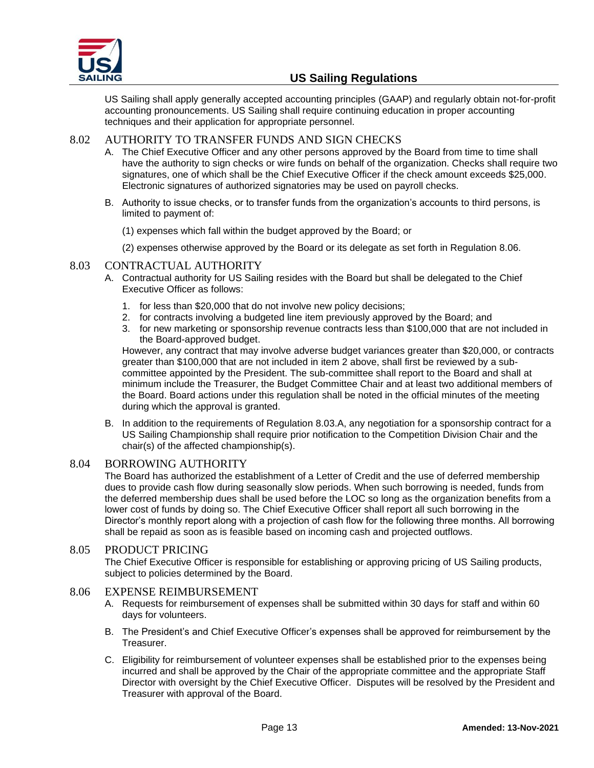US Sailing shall apply generally accepted accounting principles (GAAP) and regularly obtain not-for-profit accounting pronouncements. US Sailing shall require continuing education in proper accounting techniques and their application for appropriate personnel.

## 8.02 AUTHORITY TO TRANSFER FUNDS AND SIGN CHECKS

A. The Chief Executive Officer and any other persons approved by the Board from time to time shall have the authority to sign checks or wire funds on behalf of the organization. Checks shall require two signatures, one of which shall be the Chief Executive Officer if the check amount exceeds $25,000. Electronic signatures of authorized signatories may be used on payroll checks.

B. Authority to issue checks, or to transfer funds from the organization's accounts to third persons, is limited to payment of:

   (1) expenses which fall within the budget approved by the Board; or

   (2) expenses otherwise approved by the Board or its delegate as set forth in Regulation 8.06.

## 8.03 CONTRACTUAL AUTHORITY

A. Contractual authority for US Sailing resides with the Board but shall be delegated to the Chief Executive Officer as follows:

   1. for less than $20,000 that do not involve new policy decisions;
   2. for contracts involving a budgeted line item previously approved by the Board; and
   3. for new marketing or sponsorship revenue contracts less than $100,000 that are not included in the Board-approved budget.

   However, any contract that may involve adverse budget variances greater than $20,000, or contracts greater than $100,000 that are not included in item 2 above, shall first be reviewed by a sub-committee appointed by the President. The sub-committee shall report to the Board and shall at minimum include the Treasurer, the Budget Committee Chair and at least two additional members of the Board. Board actions under this regulation shall be noted in the official minutes of the meeting during which the approval is granted.

B. In addition to the requirements of Regulation 8.03.A, any negotiation for a sponsorship contract for a US Sailing Championship shall require prior notification to the Competition Division Chair and the chair(s) of the affected championship(s).

## 8.04 BORROWING AUTHORITY

The Board has authorized the establishment of a Letter of Credit and the use of deferred membership dues to provide cash flow during seasonally slow periods. When such borrowing is needed, funds from the deferred membership dues shall be used before the LOC so long as the organization benefits from a lower cost of funds by doing so. The Chief Executive Officer shall report all such borrowing in the Director's monthly report along with a projection of cash flow for the following three months. All borrowing shall be repaid as soon as is feasible based on incoming cash and projected outflows.

## 8.05 PRODUCT PRICING

The Chief Executive Officer is responsible for establishing or approving pricing of US Sailing products, subject to policies determined by the Board.

## 8.06 EXPENSE REIMBURSEMENT

A. Requests for reimbursement of expenses shall be submitted within 30 days for staff and within 60 days for volunteers.

B. The President's and Chief Executive Officer's expenses shall be approved for reimbursement by the Treasurer.

C. Eligibility for reimbursement of volunteer expenses shall be established prior to the expenses being incurred and shall be approved by the Chair of the appropriate committee and the appropriate Staff Director with oversight by the Chief Executive Officer. Disputes will be resolved by the President and Treasurer with approval of the Board.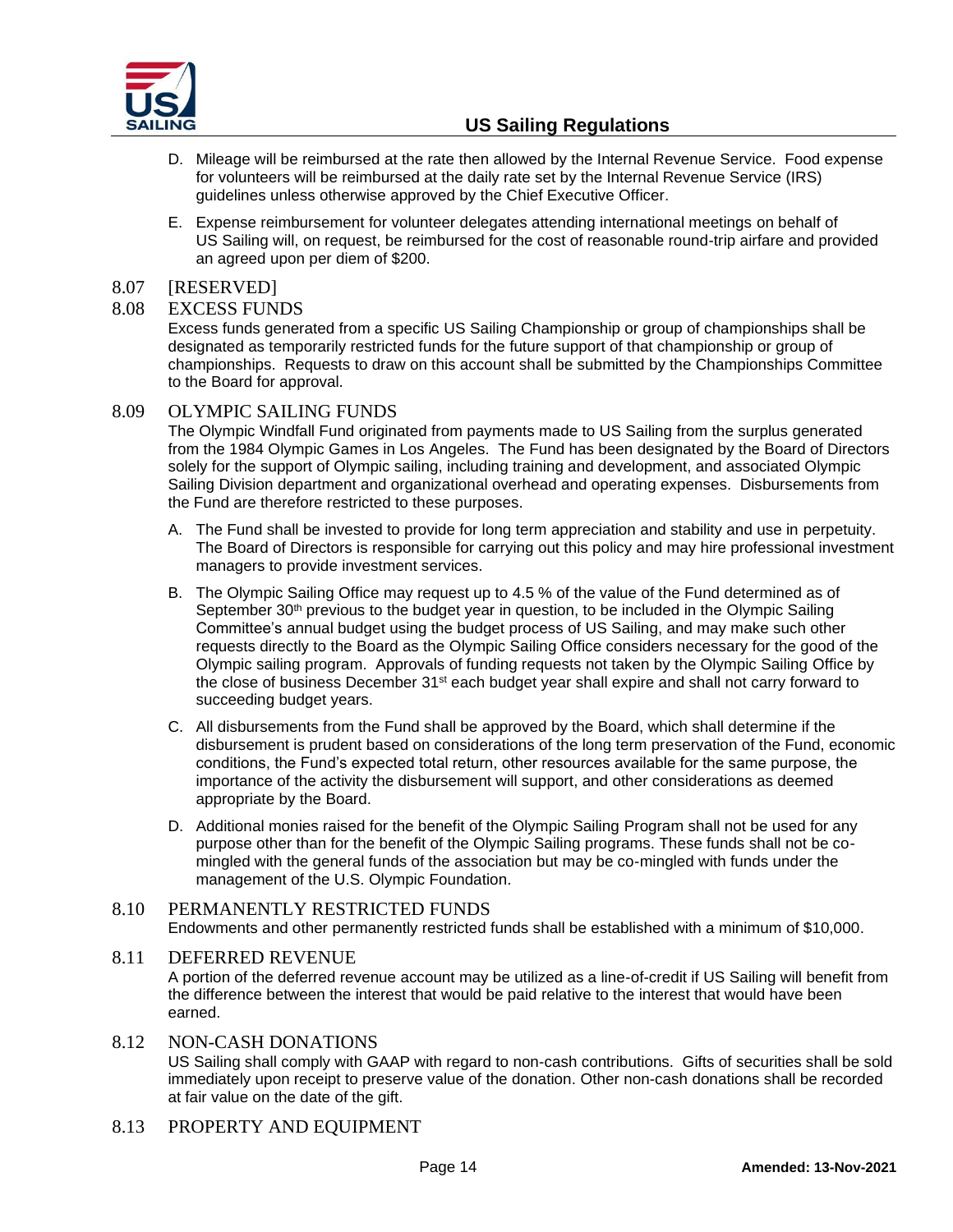D. Mileage will be reimbursed at the rate then allowed by the Internal Revenue Service. Food expense for volunteers will be reimbursed at the daily rate set by the Internal Revenue Service (IRS) guidelines unless otherwise approved by the Chief Executive Officer.

E. Expense reimbursement for volunteer delegates attending international meetings on behalf of US Sailing will, on request, be reimbursed for the cost of reasonable round-trip airfare and provided an agreed upon per diem of $200.

## 8.07 [RESERVED]

## 8.08 EXCESS FUNDS

Excess funds generated from a specific US Sailing Championship or group of championships shall be designated as temporarily restricted funds for the future support of that championship or group of championships. Requests to draw on this account shall be submitted by the Championships Committee to the Board for approval.

## 8.09 OLYMPIC SAILING FUNDS

The Olympic Windfall Fund originated from payments made to US Sailing from the surplus generated from the 1984 Olympic Games in Los Angeles. The Fund has been designated by the Board of Directors solely for the support of Olympic sailing, including training and development, and associated Olympic Sailing Division department and organizational overhead and operating expenses. Disbursements from the Fund are therefore restricted to these purposes.

A. The Fund shall be invested to provide for long term appreciation and stability and use in perpetuity. The Board of Directors is responsible for carrying out this policy and may hire professional investment managers to provide investment services.

B. The Olympic Sailing Office may request up to 4.5 % of the value of the Fund determined as of September 30th previous to the budget year in question, to be included in the Olympic Sailing Committee's annual budget using the budget process of US Sailing, and may make such other requests directly to the Board as the Olympic Sailing Office considers necessary for the good of the Olympic sailing program. Approvals of funding requests not taken by the Olympic Sailing Office by the close of business December 31st each budget year shall expire and shall not carry forward to succeeding budget years.

C. All disbursements from the Fund shall be approved by the Board, which shall determine if the disbursement is prudent based on considerations of the long term preservation of the Fund, economic conditions, the Fund's expected total return, other resources available for the same purpose, the importance of the activity the disbursement will support, and other considerations as deemed appropriate by the Board.

D. Additional monies raised for the benefit of the Olympic Sailing Program shall not be used for any purpose other than for the benefit of the Olympic Sailing programs. These funds shall not be co-mingled with the general funds of the association but may be co-mingled with funds under the management of the U.S. Olympic Foundation.

## 8.10 PERMANENTLY RESTRICTED FUNDS

Endowments and other permanently restricted funds shall be established with a minimum of $10,000.

## 8.11 DEFERRED REVENUE

A portion of the deferred revenue account may be utilized as a line-of-credit if US Sailing will benefit from the difference between the interest that would be paid relative to the interest that would have been earned.

## 8.12 NON-CASH DONATIONS

US Sailing shall comply with GAAP with regard to non-cash contributions. Gifts of securities shall be sold immediately upon receipt to preserve value of the donation. Other non-cash donations shall be recorded at fair value on the date of the gift.

## 8.13 PROPERTY AND EQUIPMENT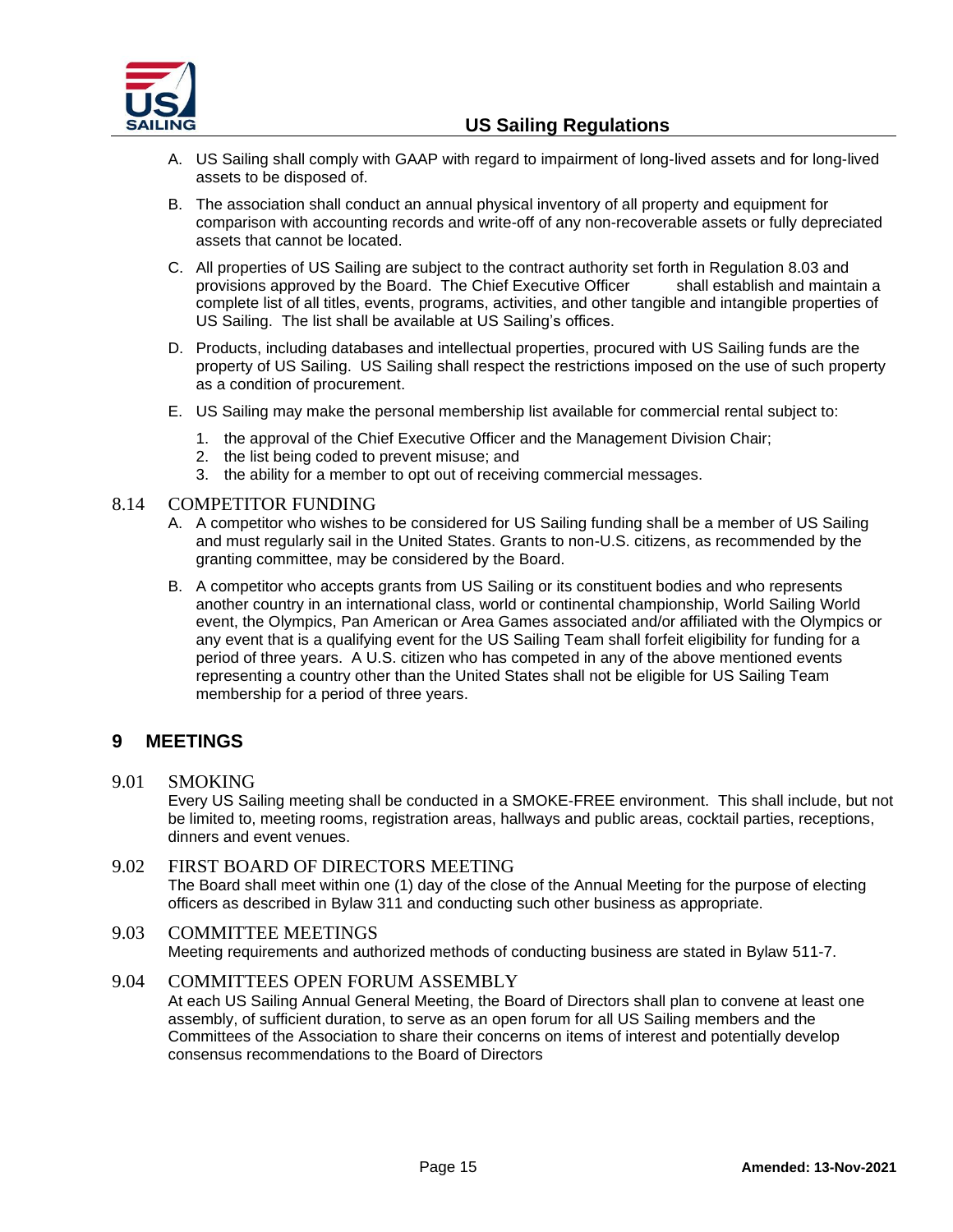A. US Sailing shall comply with GAAP with regard to impairment of long-lived assets and for long-lived assets to be disposed of.

B. The association shall conduct an annual physical inventory of all property and equipment for comparison with accounting records and write-off of any non-recoverable assets or fully depreciated assets that cannot be located.

C. All properties of US Sailing are subject to the contract authority set forth in Regulation 8.03 and provisions approved by the Board. The Chief Executive Officer shall establish and maintain a complete list of all titles, events, programs, activities, and other tangible and intangible properties of US Sailing. The list shall be available at US Sailing's offices.

D. Products, including databases and intellectual properties, procured with US Sailing funds are the property of US Sailing. US Sailing shall respect the restrictions imposed on the use of such property as a condition of procurement.

E. US Sailing may make the personal membership list available for commercial rental subject to:

1. the approval of the Chief Executive Officer and the Management Division Chair;
2. the list being coded to prevent misuse; and
3. the ability for a member to opt out of receiving commercial messages.

### 8.14 COMPETITOR FUNDING

A. A competitor who wishes to be considered for US Sailing funding shall be a member of US Sailing and must regularly sail in the United States. Grants to non-U.S. citizens, as recommended by the granting committee, may be considered by the Board.

B. A competitor who accepts grants from US Sailing or its constituent bodies and who represents another country in an international class, world or continental championship, World Sailing World event, the Olympics, Pan American or Area Games associated and/or affiliated with the Olympics or any event that is a qualifying event for the US Sailing Team shall forfeit eligibility for funding for a period of three years. A U.S. citizen who has competed in any of the above mentioned events representing a country other than the United States shall not be eligible for US Sailing Team membership for a period of three years.

## 9 MEETINGS

### 9.01 SMOKING

Every US Sailing meeting shall be conducted in a SMOKE-FREE environment. This shall include, but not be limited to, meeting rooms, registration areas, hallways and public areas, cocktail parties, receptions, dinners and event venues.

### 9.02 FIRST BOARD OF DIRECTORS MEETING

The Board shall meet within one (1) day of the close of the Annual Meeting for the purpose of electing officers as described in Bylaw 311 and conducting such other business as appropriate.

### 9.03 COMMITTEE MEETINGS

Meeting requirements and authorized methods of conducting business are stated in Bylaw 511-7.

### 9.04 COMMITTEES OPEN FORUM ASSEMBLY

At each US Sailing Annual General Meeting, the Board of Directors shall plan to convene at least one assembly, of sufficient duration, to serve as an open forum for all US Sailing members and the Committees of the Association to share their concerns on items of interest and potentially develop consensus recommendations to the Board of Directors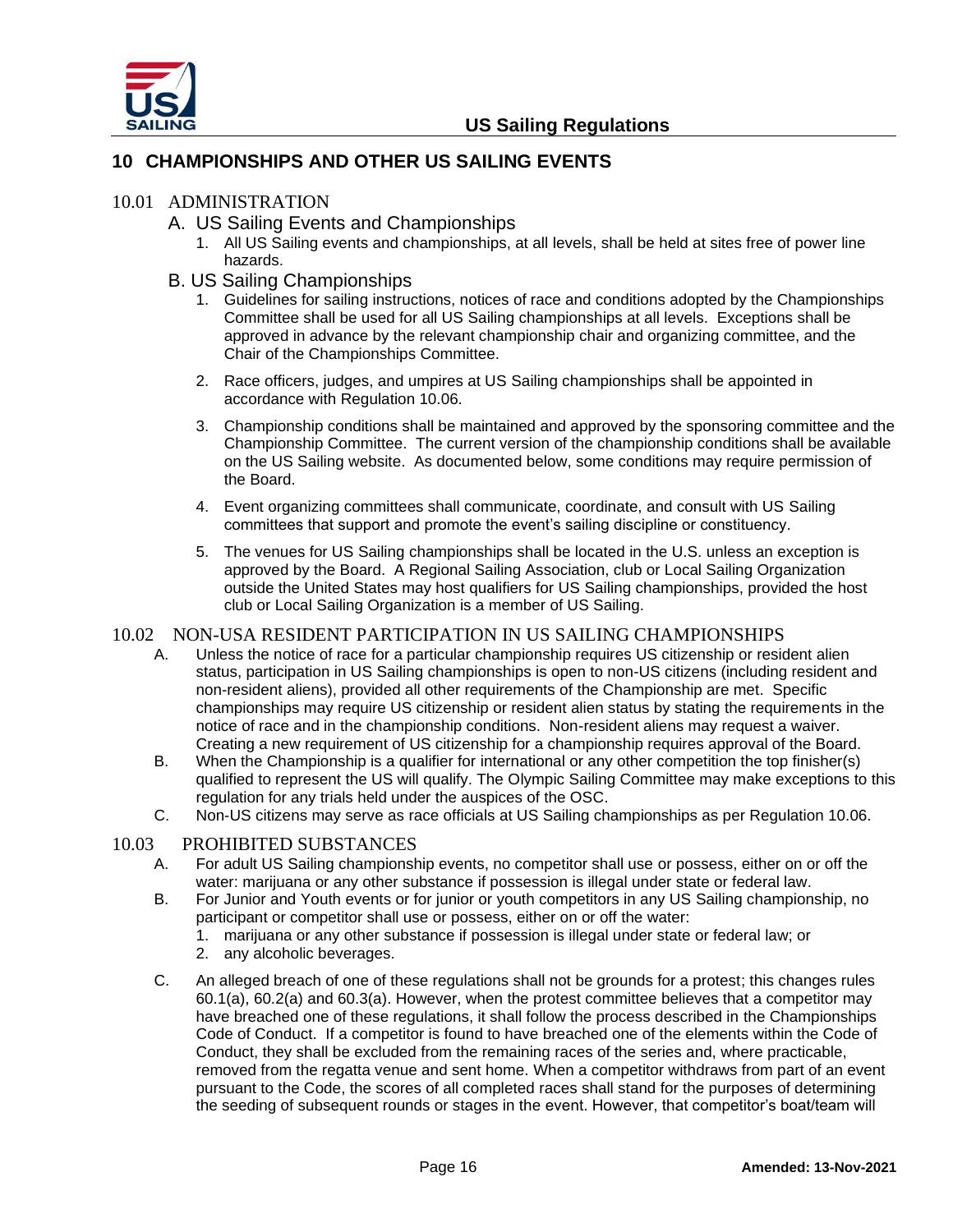# 10 CHAMPIONSHIPS AND OTHER US SAILING EVENTS

## 10.01 ADMINISTRATION

### A. US Sailing Events and Championships

1. All US Sailing events and championships, at all levels, shall be held at sites free of power line hazards.

### B. US Sailing Championships

1. Guidelines for sailing instructions, notices of race and conditions adopted by the Championships Committee shall be used for all US Sailing championships at all levels. Exceptions shall be approved in advance by the relevant championship chair and organizing committee, and the Chair of the Championships Committee.

2. Race officers, judges, and umpires at US Sailing championships shall be appointed in accordance with Regulation 10.06.

3. Championship conditions shall be maintained and approved by the sponsoring committee and the Championship Committee. The current version of the championship conditions shall be available on the US Sailing website. As documented below, some conditions may require permission of the Board.

4. Event organizing committees shall communicate, coordinate, and consult with US Sailing committees that support and promote the event's sailing discipline or constituency.

5. The venues for US Sailing championships shall be located in the U.S. unless an exception is approved by the Board. A Regional Sailing Association, club or Local Sailing Organization outside the United States may host qualifiers for US Sailing championships, provided the host club or Local Sailing Organization is a member of US Sailing.

## 10.02 NON-USA RESIDENT PARTICIPATION IN US SAILING CHAMPIONSHIPS

A. Unless the notice of race for a particular championship requires US citizenship or resident alien status, participation in US Sailing championships is open to non-US citizens (including resident and non-resident aliens), provided all other requirements of the Championship are met. Specific championships may require US citizenship or resident alien status by stating the requirements in the notice of race and in the championship conditions. Non-resident aliens may request a waiver. Creating a new requirement of US citizenship for a championship requires approval of the Board.

B. When the Championship is a qualifier for international or any other competition the top finisher(s) qualified to represent the US will qualify. The Olympic Sailing Committee may make exceptions to this regulation for any trials held under the auspices of the OSC.

C. Non-US citizens may serve as race officials at US Sailing championships as per Regulation 10.06.

## 10.03 PROHIBITED SUBSTANCES

A. For adult US Sailing championship events, no competitor shall use or possess, either on or off the water: marijuana or any other substance if possession is illegal under state or federal law.

B. For Junior and Youth events or for junior or youth competitors in any US Sailing championship, no participant or competitor shall use or possess, either on or off the water:
   1. marijuana or any other substance if possession is illegal under state or federal law; or
   2. any alcoholic beverages.

C. An alleged breach of one of these regulations shall not be grounds for a protest; this changes rules 60.1(a), 60.2(a) and 60.3(a). However, when the protest committee believes that a competitor may have breached one of these regulations, it shall follow the process described in the Championships Code of Conduct. If a competitor is found to have breached one of the elements within the Code of Conduct, they shall be excluded from the remaining races of the series and, where practicable, removed from the regatta venue and sent home. When a competitor withdraws from part of an event pursuant to the Code, the scores of all completed races shall stand for the purposes of determining the seeding of subsequent rounds or stages in the event. However, that competitor's boat/team will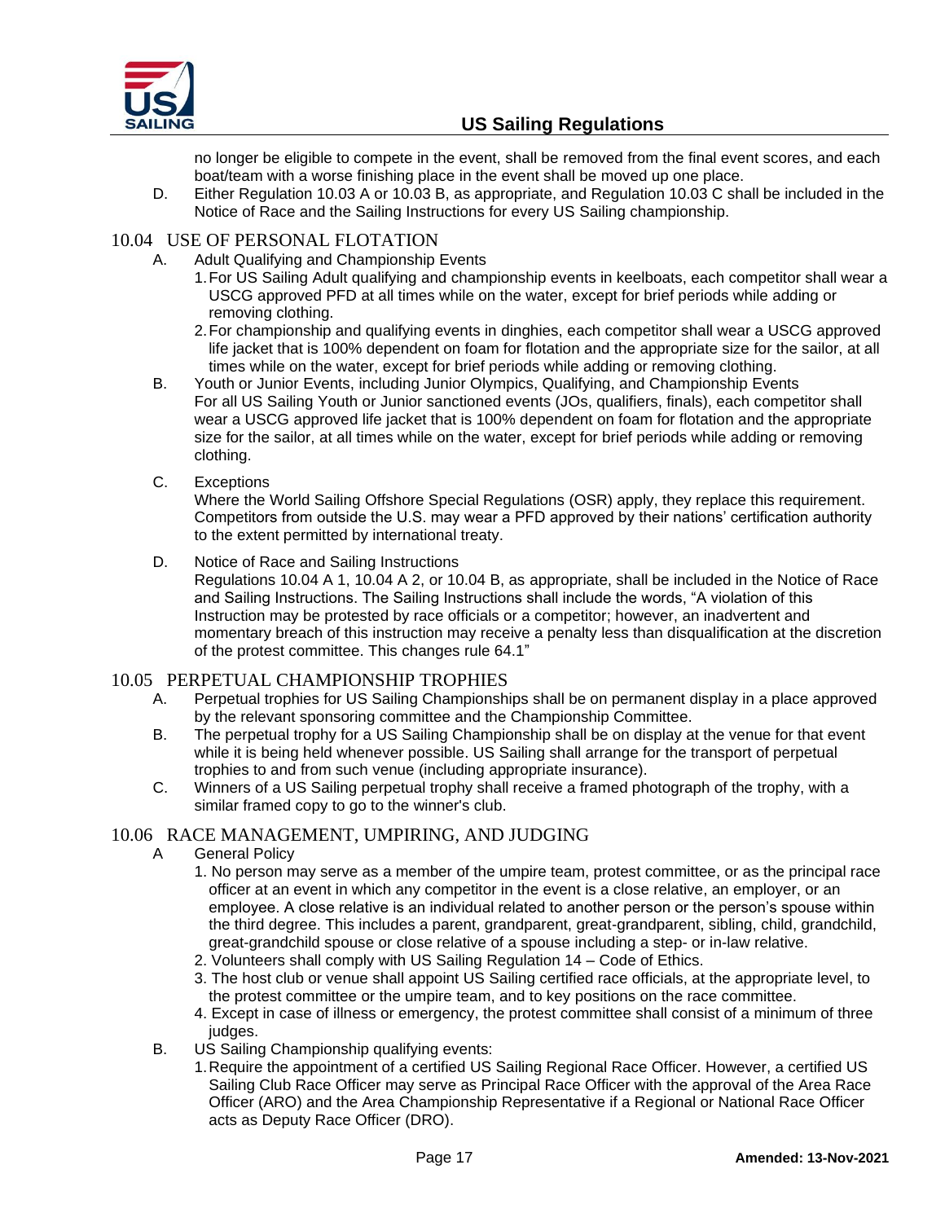no longer be eligible to compete in the event, shall be removed from the final event scores, and each boat/team with a worse finishing place in the event shall be moved up one place.

D. Either Regulation 10.03 A or 10.03 B, as appropriate, and Regulation 10.03 C shall be included in the Notice of Race and the Sailing Instructions for every US Sailing championship.

## 10.04 USE OF PERSONAL FLOTATION

A. Adult Qualifying and Championship Events

1. For US Sailing Adult qualifying and championship events in keelboats, each competitor shall wear a USCG approved PFD at all times while on the water, except for brief periods while adding or removing clothing.
2. For championship and qualifying events in dinghies, each competitor shall wear a USCG approved life jacket that is 100% dependent on foam for flotation and the appropriate size for the sailor, at all times while on the water, except for brief periods while adding or removing clothing.

B. Youth or Junior Events, including Junior Olympics, Qualifying, and Championship Events
For all US Sailing Youth or Junior sanctioned events (JOs, qualifiers, finals), each competitor shall wear a USCG approved life jacket that is 100% dependent on foam for flotation and the appropriate size for the sailor, at all times while on the water, except for brief periods while adding or removing clothing.

C. Exceptions
Where the World Sailing Offshore Special Regulations (OSR) apply, they replace this requirement. Competitors from outside the U.S. may wear a PFD approved by their nations' certification authority to the extent permitted by international treaty.

D. Notice of Race and Sailing Instructions
Regulations 10.04 A 1, 10.04 A 2, or 10.04 B, as appropriate, shall be included in the Notice of Race and Sailing Instructions. The Sailing Instructions shall include the words, "A violation of this Instruction may be protested by race officials or a competitor; however, an inadvertent and momentary breach of this instruction may receive a penalty less than disqualification at the discretion of the protest committee. This changes rule 64.1"

## 10.05 PERPETUAL CHAMPIONSHIP TROPHIES

A. Perpetual trophies for US Sailing Championships shall be on permanent display in a place approved by the relevant sponsoring committee and the Championship Committee.

B. The perpetual trophy for a US Sailing Championship shall be on display at the venue for that event while it is being held whenever possible. US Sailing shall arrange for the transport of perpetual trophies to and from such venue (including appropriate insurance).

C. Winners of a US Sailing perpetual trophy shall receive a framed photograph of the trophy, with a similar framed copy to go to the winner's club.

## 10.06 RACE MANAGEMENT, UMPIRING, AND JUDGING

A General Policy

1. No person may serve as a member of the umpire team, protest committee, or as the principal race officer at an event in which any competitor in the event is a close relative, an employer, or an employee. A close relative is an individual related to another person or the person's spouse within the third degree. This includes a parent, grandparent, great-grandparent, sibling, child, grandchild, great-grandchild spouse or close relative of a spouse including a step- or in-law relative.
2. Volunteers shall comply with US Sailing Regulation 14 – Code of Ethics.
3. The host club or venue shall appoint US Sailing certified race officials, at the appropriate level, to the protest committee or the umpire team, and to key positions on the race committee.
4. Except in case of illness or emergency, the protest committee shall consist of a minimum of three judges.

B. US Sailing Championship qualifying events:

1. Require the appointment of a certified US Sailing Regional Race Officer. However, a certified US Sailing Club Race Officer may serve as Principal Race Officer with the approval of the Area Race Officer (ARO) and the Area Championship Representative if a Regional or National Race Officer acts as Deputy Race Officer (DRO).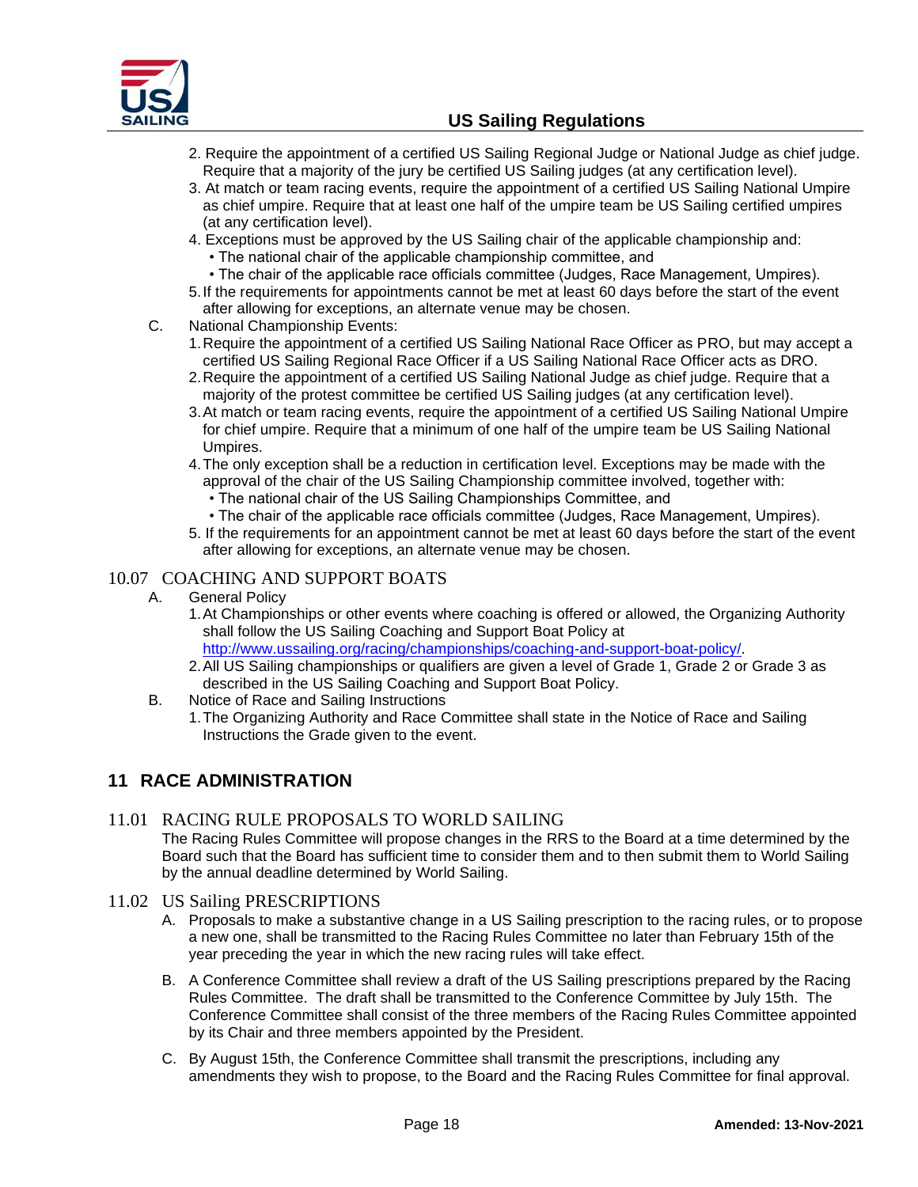2. Require the appointment of a certified US Sailing Regional Judge or National Judge as chief judge. Require that a majority of the jury be certified US Sailing judges (at any certification level).
3. At match or team racing events, require the appointment of a certified US Sailing National Umpire as chief umpire. Require that at least one half of the umpire team be US Sailing certified umpires (at any certification level).
4. Exceptions must be approved by the US Sailing chair of the applicable championship and:
   - The national chair of the applicable championship committee, and
   - The chair of the applicable race officials committee (Judges, Race Management, Umpires).
5. If the requirements for appointments cannot be met at least 60 days before the start of the event after allowing for exceptions, an alternate venue may be chosen.

C. National Championship Events:

1. Require the appointment of a certified US Sailing National Race Officer as PRO, but may accept a certified US Sailing Regional Race Officer if a US Sailing National Race Officer acts as DRO.
2. Require the appointment of a certified US Sailing National Judge as chief judge. Require that a majority of the protest committee be certified US Sailing judges (at any certification level).
3. At match or team racing events, require the appointment of a certified US Sailing National Umpire for chief umpire. Require that a minimum of one half of the umpire team be US Sailing National Umpires.
4. The only exception shall be a reduction in certification level. Exceptions may be made with the approval of the chair of the US Sailing Championship committee involved, together with:
   - The national chair of the US Sailing Championships Committee, and
   - The chair of the applicable race officials committee (Judges, Race Management, Umpires).
5. If the requirements for an appointment cannot be met at least 60 days before the start of the event after allowing for exceptions, an alternate venue may be chosen.

### 10.07 COACHING AND SUPPORT BOATS

A. General Policy

1. At Championships or other events where coaching is offered or allowed, the Organizing Authority shall follow the US Sailing Coaching and Support Boat Policy at http://www.ussailing.org/racing/championships/coaching-and-support-boat-policy/.
2. All US Sailing championships or qualifiers are given a level of Grade 1, Grade 2 or Grade 3 as described in the US Sailing Coaching and Support Boat Policy.

B. Notice of Race and Sailing Instructions

1. The Organizing Authority and Race Committee shall state in the Notice of Race and Sailing Instructions the Grade given to the event.

## 11 RACE ADMINISTRATION

### 11.01 RACING RULE PROPOSALS TO WORLD SAILING

The Racing Rules Committee will propose changes in the RRS to the Board at a time determined by the Board such that the Board has sufficient time to consider them and to then submit them to World Sailing by the annual deadline determined by World Sailing.

### 11.02 US Sailing PRESCRIPTIONS

A. Proposals to make a substantive change in a US Sailing prescription to the racing rules, or to propose a new one, shall be transmitted to the Racing Rules Committee no later than February 15th of the year preceding the year in which the new racing rules will take effect.

B. A Conference Committee shall review a draft of the US Sailing prescriptions prepared by the Racing Rules Committee. The draft shall be transmitted to the Conference Committee by July 15th. The Conference Committee shall consist of the three members of the Racing Rules Committee appointed by its Chair and three members appointed by the President.

C. By August 15th, the Conference Committee shall transmit the prescriptions, including any amendments they wish to propose, to the Board and the Racing Rules Committee for final approval.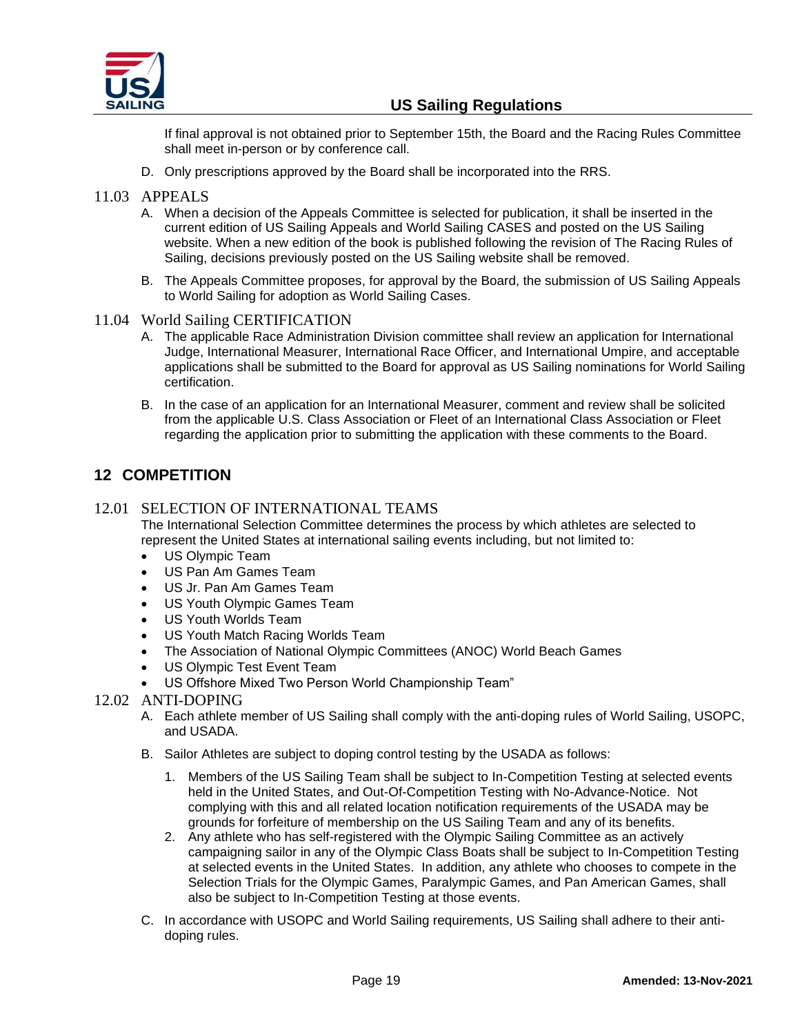If final approval is not obtained prior to September 15th, the Board and the Racing Rules Committee shall meet in-person or by conference call.

D. Only prescriptions approved by the Board shall be incorporated into the RRS.

### 11.03 APPEALS

A. When a decision of the Appeals Committee is selected for publication, it shall be inserted in the current edition of US Sailing Appeals and World Sailing CASES and posted on the US Sailing website. When a new edition of the book is published following the revision of The Racing Rules of Sailing, decisions previously posted on the US Sailing website shall be removed.

B. The Appeals Committee proposes, for approval by the Board, the submission of US Sailing Appeals to World Sailing for adoption as World Sailing Cases.

### 11.04 World Sailing CERTIFICATION

A. The applicable Race Administration Division committee shall review an application for International Judge, International Measurer, International Race Officer, and International Umpire, and acceptable applications shall be submitted to the Board for approval as US Sailing nominations for World Sailing certification.

B. In the case of an application for an International Measurer, comment and review shall be solicited from the applicable U.S. Class Association or Fleet of an International Class Association or Fleet regarding the application prior to submitting the application with these comments to the Board.

## 12 COMPETITION

### 12.01 SELECTION OF INTERNATIONAL TEAMS

The International Selection Committee determines the process by which athletes are selected to represent the United States at international sailing events including, but not limited to:

- US Olympic Team
- US Pan Am Games Team
- US Jr. Pan Am Games Team
- US Youth Olympic Games Team
- US Youth Worlds Team
- US Youth Match Racing Worlds Team
- The Association of National Olympic Committees (ANOC) World Beach Games
- US Olympic Test Event Team
- US Offshore Mixed Two Person World Championship Team"

### 12.02 ANTI-DOPING

A. Each athlete member of US Sailing shall comply with the anti-doping rules of World Sailing, USOPC, and USADA.

B. Sailor Athletes are subject to doping control testing by the USADA as follows:

1. Members of the US Sailing Team shall be subject to In-Competition Testing at selected events held in the United States, and Out-Of-Competition Testing with No-Advance-Notice. Not complying with this and all related location notification requirements of the USADA may be grounds for forfeiture of membership on the US Sailing Team and any of its benefits.
2. Any athlete who has self-registered with the Olympic Sailing Committee as an actively campaigning sailor in any of the Olympic Class Boats shall be subject to In-Competition Testing at selected events in the United States. In addition, any athlete who chooses to compete in the Selection Trials for the Olympic Games, Paralympic Games, and Pan American Games, shall also be subject to In-Competition Testing at those events.

C. In accordance with USOPC and World Sailing requirements, US Sailing shall adhere to their anti-doping rules.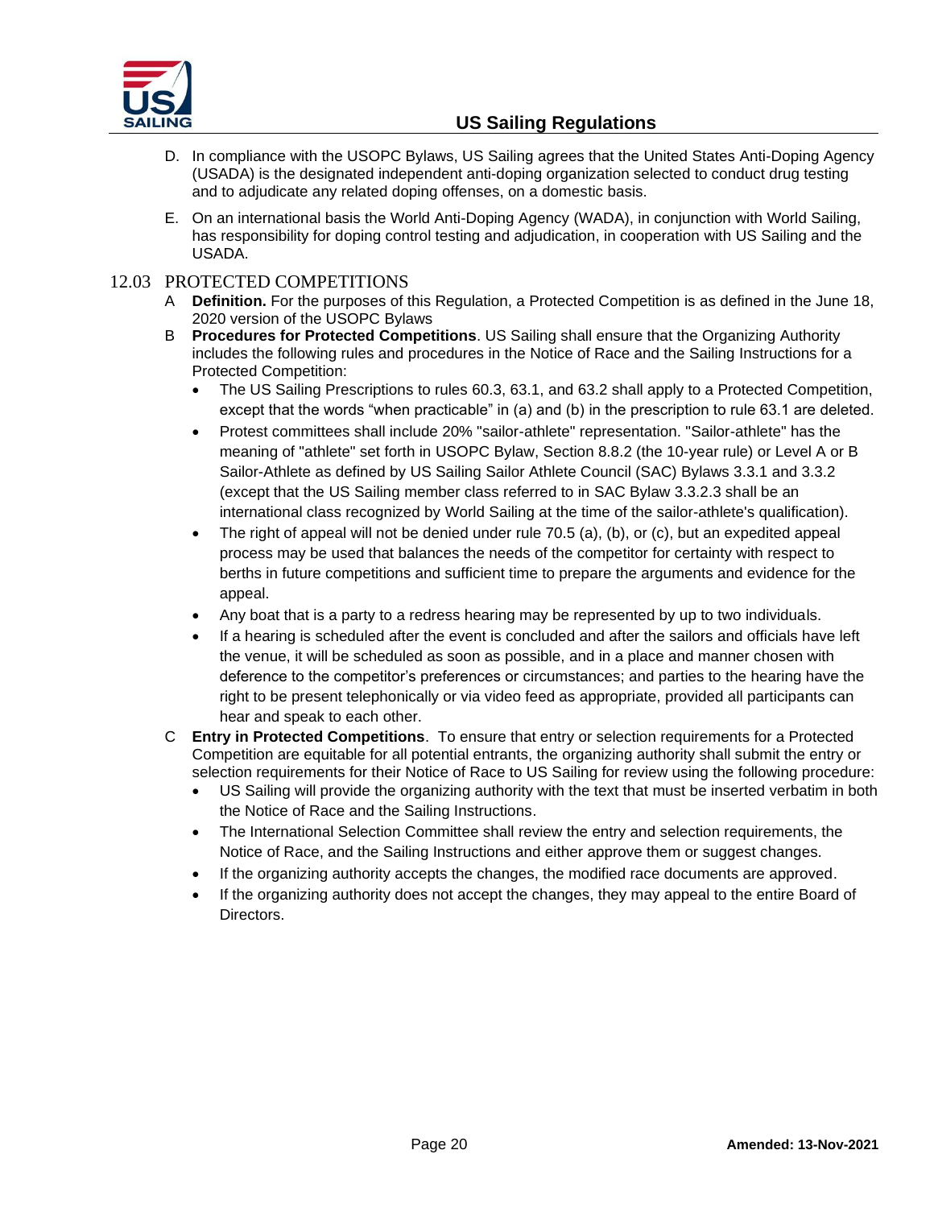D. In compliance with the USOPC Bylaws, US Sailing agrees that the United States Anti-Doping Agency (USADA) is the designated independent anti-doping organization selected to conduct drug testing and to adjudicate any related doping offenses, on a domestic basis.

E. On an international basis the World Anti-Doping Agency (WADA), in conjunction with World Sailing, has responsibility for doping control testing and adjudication, in cooperation with US Sailing and the USADA.

## 12.03 PROTECTED COMPETITIONS

A **Definition.** For the purposes of this Regulation, a Protected Competition is as defined in the June 18, 2020 version of the USOPC Bylaws

B **Procedures for Protected Competitions**. US Sailing shall ensure that the Organizing Authority includes the following rules and procedures in the Notice of Race and the Sailing Instructions for a Protected Competition:

- The US Sailing Prescriptions to rules 60.3, 63.1, and 63.2 shall apply to a Protected Competition, except that the words "when practicable" in (a) and (b) in the prescription to rule 63.1 are deleted.
- Protest committees shall include 20% "sailor-athlete" representation. "Sailor-athlete" has the meaning of "athlete" set forth in USOPC Bylaw, Section 8.8.2 (the 10-year rule) or Level A or B Sailor-Athlete as defined by US Sailing Sailor Athlete Council (SAC) Bylaws 3.3.1 and 3.3.2 (except that the US Sailing member class referred to in SAC Bylaw 3.3.2.3 shall be an international class recognized by World Sailing at the time of the sailor-athlete's qualification).
- The right of appeal will not be denied under rule 70.5 (a), (b), or (c), but an expedited appeal process may be used that balances the needs of the competitor for certainty with respect to berths in future competitions and sufficient time to prepare the arguments and evidence for the appeal.
- Any boat that is a party to a redress hearing may be represented by up to two individuals.
- If a hearing is scheduled after the event is concluded and after the sailors and officials have left the venue, it will be scheduled as soon as possible, and in a place and manner chosen with deference to the competitor's preferences or circumstances; and parties to the hearing have the right to be present telephonically or via video feed as appropriate, provided all participants can hear and speak to each other.

C **Entry in Protected Competitions**. To ensure that entry or selection requirements for a Protected Competition are equitable for all potential entrants, the organizing authority shall submit the entry or selection requirements for their Notice of Race to US Sailing for review using the following procedure:

- US Sailing will provide the organizing authority with the text that must be inserted verbatim in both the Notice of Race and the Sailing Instructions.
- The International Selection Committee shall review the entry and selection requirements, the Notice of Race, and the Sailing Instructions and either approve them or suggest changes.
- If the organizing authority accepts the changes, the modified race documents are approved.
- If the organizing authority does not accept the changes, they may appeal to the entire Board of Directors.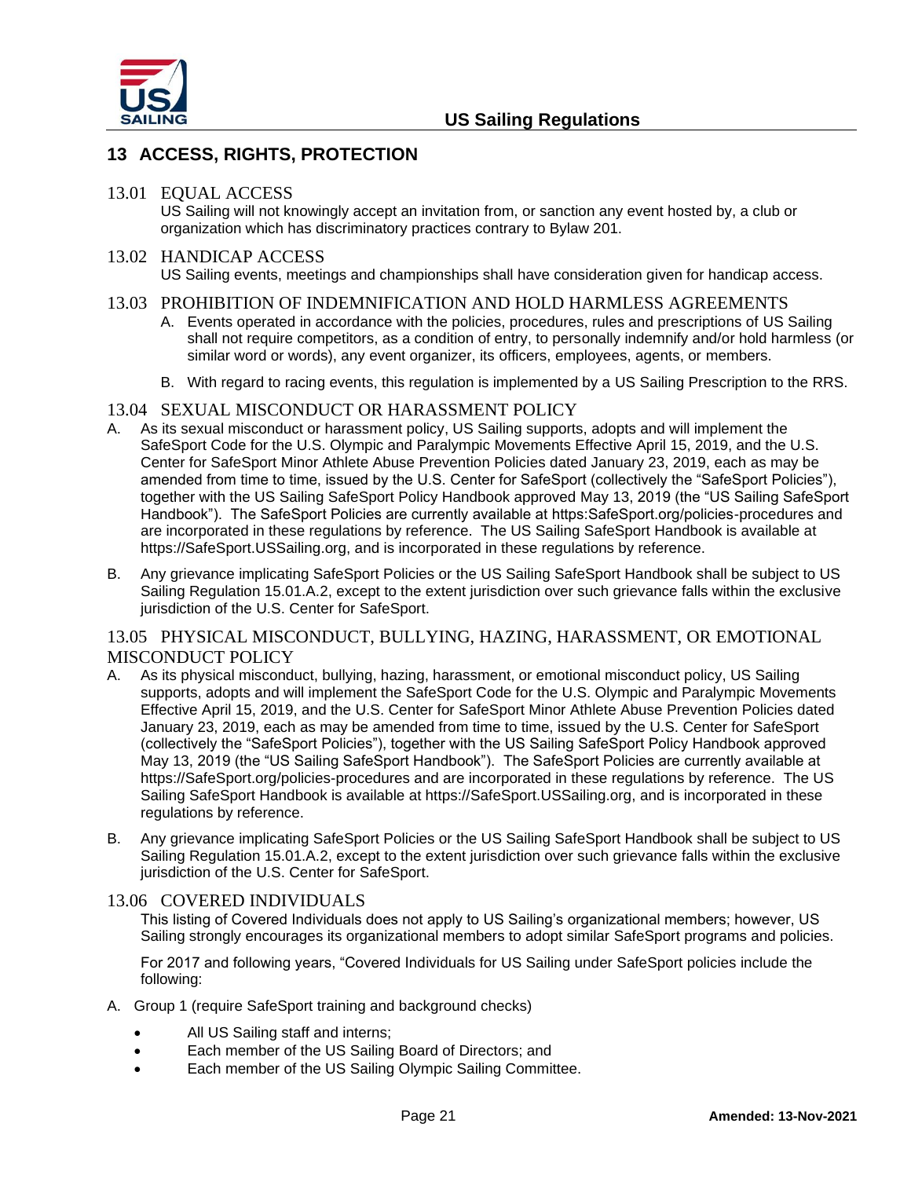# 13 ACCESS, RIGHTS, PROTECTION

## 13.01 EQUAL ACCESS

US Sailing will not knowingly accept an invitation from, or sanction any event hosted by, a club or organization which has discriminatory practices contrary to Bylaw 201.

## 13.02 HANDICAP ACCESS

US Sailing events, meetings and championships shall have consideration given for handicap access.

## 13.03 PROHIBITION OF INDEMNIFICATION AND HOLD HARMLESS AGREEMENTS

A. Events operated in accordance with the policies, procedures, rules and prescriptions of US Sailing shall not require competitors, as a condition of entry, to personally indemnify and/or hold harmless (or similar word or words), any event organizer, its officers, employees, agents, or members.

B. With regard to racing events, this regulation is implemented by a US Sailing Prescription to the RRS.

## 13.04 SEXUAL MISCONDUCT OR HARASSMENT POLICY

A. As its sexual misconduct or harassment policy, US Sailing supports, adopts and will implement the SafeSport Code for the U.S. Olympic and Paralympic Movements Effective April 15, 2019, and the U.S. Center for SafeSport Minor Athlete Abuse Prevention Policies dated January 23, 2019, each as may be amended from time to time, issued by the U.S. Center for SafeSport (collectively the "SafeSport Policies"), together with the US Sailing SafeSport Policy Handbook approved May 13, 2019 (the "US Sailing SafeSport Handbook"). The SafeSport Policies are currently available at https:SafeSport.org/policies-procedures and are incorporated in these regulations by reference. The US Sailing SafeSport Handbook is available at https://SafeSport.USSailing.org, and is incorporated in these regulations by reference.

B. Any grievance implicating SafeSport Policies or the US Sailing SafeSport Handbook shall be subject to US Sailing Regulation 15.01.A.2, except to the extent jurisdiction over such grievance falls within the exclusive jurisdiction of the U.S. Center for SafeSport.

## 13.05 PHYSICAL MISCONDUCT, BULLYING, HAZING, HARASSMENT, OR EMOTIONAL MISCONDUCT POLICY

A. As its physical misconduct, bullying, hazing, harassment, or emotional misconduct policy, US Sailing supports, adopts and will implement the SafeSport Code for the U.S. Olympic and Paralympic Movements Effective April 15, 2019, and the U.S. Center for SafeSport Minor Athlete Abuse Prevention Policies dated January 23, 2019, each as may be amended from time to time, issued by the U.S. Center for SafeSport (collectively the "SafeSport Policies"), together with the US Sailing SafeSport Policy Handbook approved May 13, 2019 (the "US Sailing SafeSport Handbook"). The SafeSport Policies are currently available at https://SafeSport.org/policies-procedures and are incorporated in these regulations by reference. The US Sailing SafeSport Handbook is available at https://SafeSport.USSailing.org, and is incorporated in these regulations by reference.

B. Any grievance implicating SafeSport Policies or the US Sailing SafeSport Handbook shall be subject to US Sailing Regulation 15.01.A.2, except to the extent jurisdiction over such grievance falls within the exclusive jurisdiction of the U.S. Center for SafeSport.

## 13.06 COVERED INDIVIDUALS

This listing of Covered Individuals does not apply to US Sailing's organizational members; however, US Sailing strongly encourages its organizational members to adopt similar SafeSport programs and policies.

For 2017 and following years, "Covered Individuals for US Sailing under SafeSport policies include the following:

A. Group 1 (require SafeSport training and background checks)

- All US Sailing staff and interns;
- Each member of the US Sailing Board of Directors; and
- Each member of the US Sailing Olympic Sailing Committee.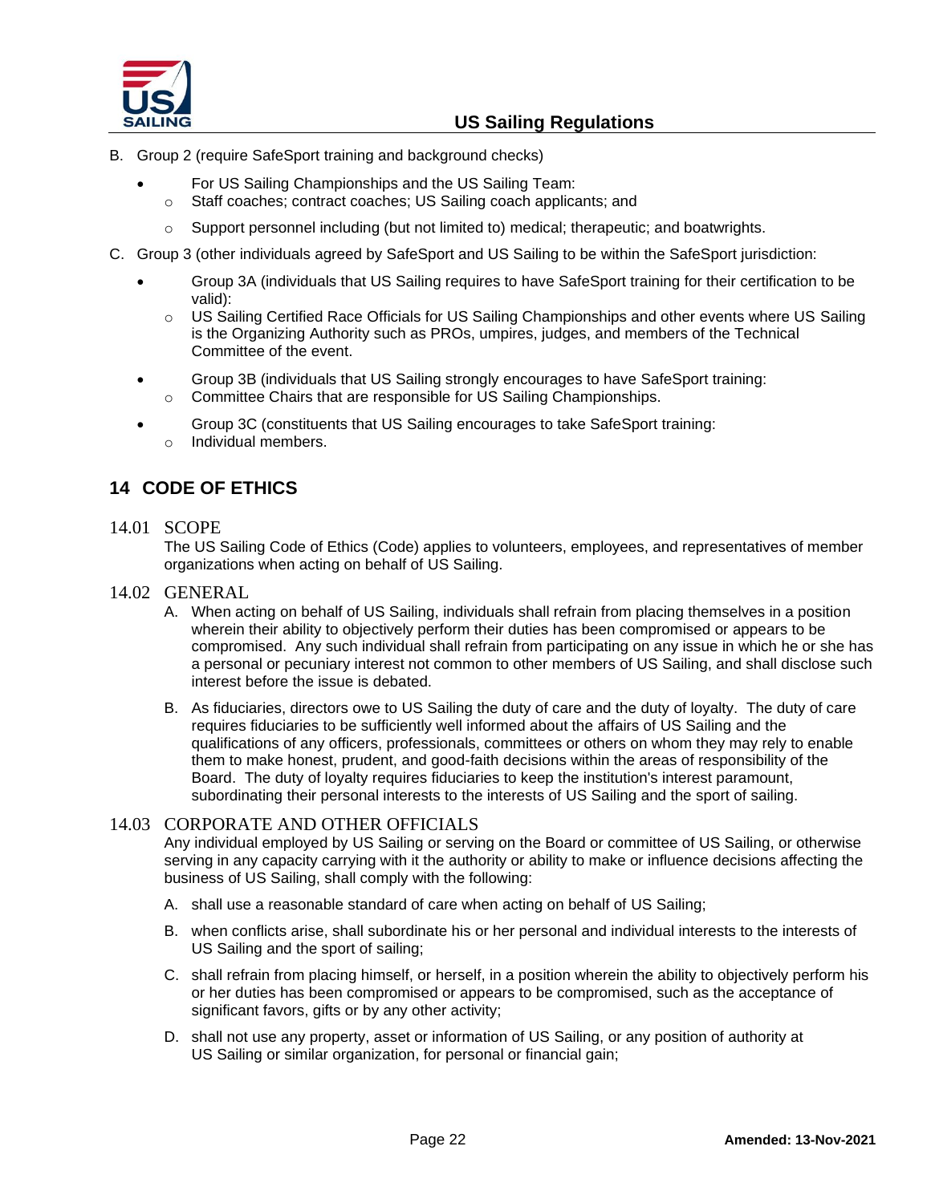B. Group 2 (require SafeSport training and background checks)

- For US Sailing Championships and the US Sailing Team:
  - Staff coaches; contract coaches; US Sailing coach applicants; and
  - Support personnel including (but not limited to) medical; therapeutic; and boatwrights.

C. Group 3 (other individuals agreed by SafeSport and US Sailing to be within the SafeSport jurisdiction:

- Group 3A (individuals that US Sailing requires to have SafeSport training for their certification to be valid):
  - US Sailing Certified Race Officials for US Sailing Championships and other events where US Sailing is the Organizing Authority such as PROs, umpires, judges, and members of the Technical Committee of the event.
- Group 3B (individuals that US Sailing strongly encourages to have SafeSport training:
  - Committee Chairs that are responsible for US Sailing Championships.
- Group 3C (constituents that US Sailing encourages to take SafeSport training:
  - Individual members.

## 14 CODE OF ETHICS

### 14.01 SCOPE

The US Sailing Code of Ethics (Code) applies to volunteers, employees, and representatives of member organizations when acting on behalf of US Sailing.

### 14.02 GENERAL

A. When acting on behalf of US Sailing, individuals shall refrain from placing themselves in a position wherein their ability to objectively perform their duties has been compromised or appears to be compromised. Any such individual shall refrain from participating on any issue in which he or she has a personal or pecuniary interest not common to other members of US Sailing, and shall disclose such interest before the issue is debated.

B. As fiduciaries, directors owe to US Sailing the duty of care and the duty of loyalty. The duty of care requires fiduciaries to be sufficiently well informed about the affairs of US Sailing and the qualifications of any officers, professionals, committees or others on whom they may rely to enable them to make honest, prudent, and good-faith decisions within the areas of responsibility of the Board. The duty of loyalty requires fiduciaries to keep the institution's interest paramount, subordinating their personal interests to the interests of US Sailing and the sport of sailing.

### 14.03 CORPORATE AND OTHER OFFICIALS

Any individual employed by US Sailing or serving on the Board or committee of US Sailing, or otherwise serving in any capacity carrying with it the authority or ability to make or influence decisions affecting the business of US Sailing, shall comply with the following:

A. shall use a reasonable standard of care when acting on behalf of US Sailing;

B. when conflicts arise, shall subordinate his or her personal and individual interests to the interests of US Sailing and the sport of sailing;

C. shall refrain from placing himself, or herself, in a position wherein the ability to objectively perform his or her duties has been compromised or appears to be compromised, such as the acceptance of significant favors, gifts or by any other activity;

D. shall not use any property, asset or information of US Sailing, or any position of authority at US Sailing or similar organization, for personal or financial gain;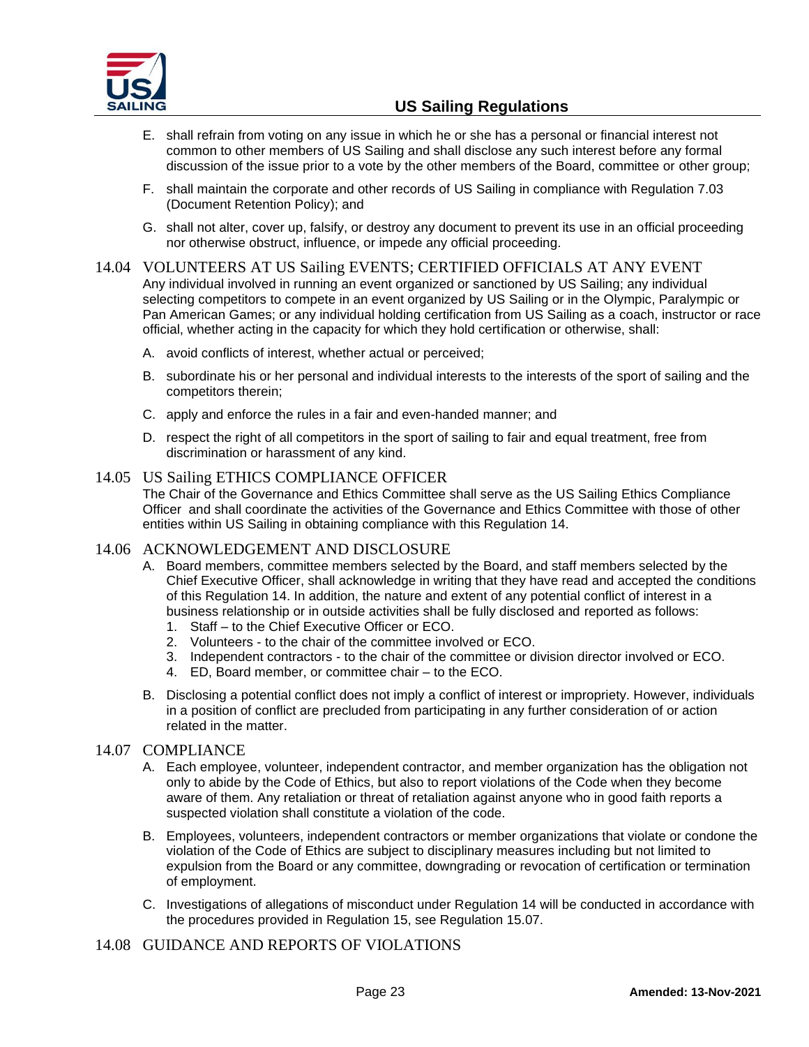E. shall refrain from voting on any issue in which he or she has a personal or financial interest not common to other members of US Sailing and shall disclose any such interest before any formal discussion of the issue prior to a vote by the other members of the Board, committee or other group;

F. shall maintain the corporate and other records of US Sailing in compliance with Regulation 7.03 (Document Retention Policy); and

G. shall not alter, cover up, falsify, or destroy any document to prevent its use in an official proceeding nor otherwise obstruct, influence, or impede any official proceeding.

### 14.04 VOLUNTEERS AT US Sailing EVENTS; CERTIFIED OFFICIALS AT ANY EVENT

Any individual involved in running an event organized or sanctioned by US Sailing; any individual selecting competitors to compete in an event organized by US Sailing or in the Olympic, Paralympic or Pan American Games; or any individual holding certification from US Sailing as a coach, instructor or race official, whether acting in the capacity for which they hold certification or otherwise, shall:

A. avoid conflicts of interest, whether actual or perceived;

B. subordinate his or her personal and individual interests to the interests of the sport of sailing and the competitors therein;

C. apply and enforce the rules in a fair and even-handed manner; and

D. respect the right of all competitors in the sport of sailing to fair and equal treatment, free from discrimination or harassment of any kind.

### 14.05 US Sailing ETHICS COMPLIANCE OFFICER

The Chair of the Governance and Ethics Committee shall serve as the US Sailing Ethics Compliance Officer and shall coordinate the activities of the Governance and Ethics Committee with those of other entities within US Sailing in obtaining compliance with this Regulation 14.

### 14.06 ACKNOWLEDGEMENT AND DISCLOSURE

A. Board members, committee members selected by the Board, and staff members selected by the Chief Executive Officer, shall acknowledge in writing that they have read and accepted the conditions of this Regulation 14. In addition, the nature and extent of any potential conflict of interest in a business relationship or in outside activities shall be fully disclosed and reported as follows:
   1. Staff – to the Chief Executive Officer or ECO.
   2. Volunteers - to the chair of the committee involved or ECO.
   3. Independent contractors - to the chair of the committee or division director involved or ECO.
   4. ED, Board member, or committee chair – to the ECO.

B. Disclosing a potential conflict does not imply a conflict of interest or impropriety. However, individuals in a position of conflict are precluded from participating in any further consideration of or action related in the matter.

### 14.07 COMPLIANCE

A. Each employee, volunteer, independent contractor, and member organization has the obligation not only to abide by the Code of Ethics, but also to report violations of the Code when they become aware of them. Any retaliation or threat of retaliation against anyone who in good faith reports a suspected violation shall constitute a violation of the code.

B. Employees, volunteers, independent contractors or member organizations that violate or condone the violation of the Code of Ethics are subject to disciplinary measures including but not limited to expulsion from the Board or any committee, downgrading or revocation of certification or termination of employment.

C. Investigations of allegations of misconduct under Regulation 14 will be conducted in accordance with the procedures provided in Regulation 15, see Regulation 15.07.

### 14.08 GUIDANCE AND REPORTS OF VIOLATIONS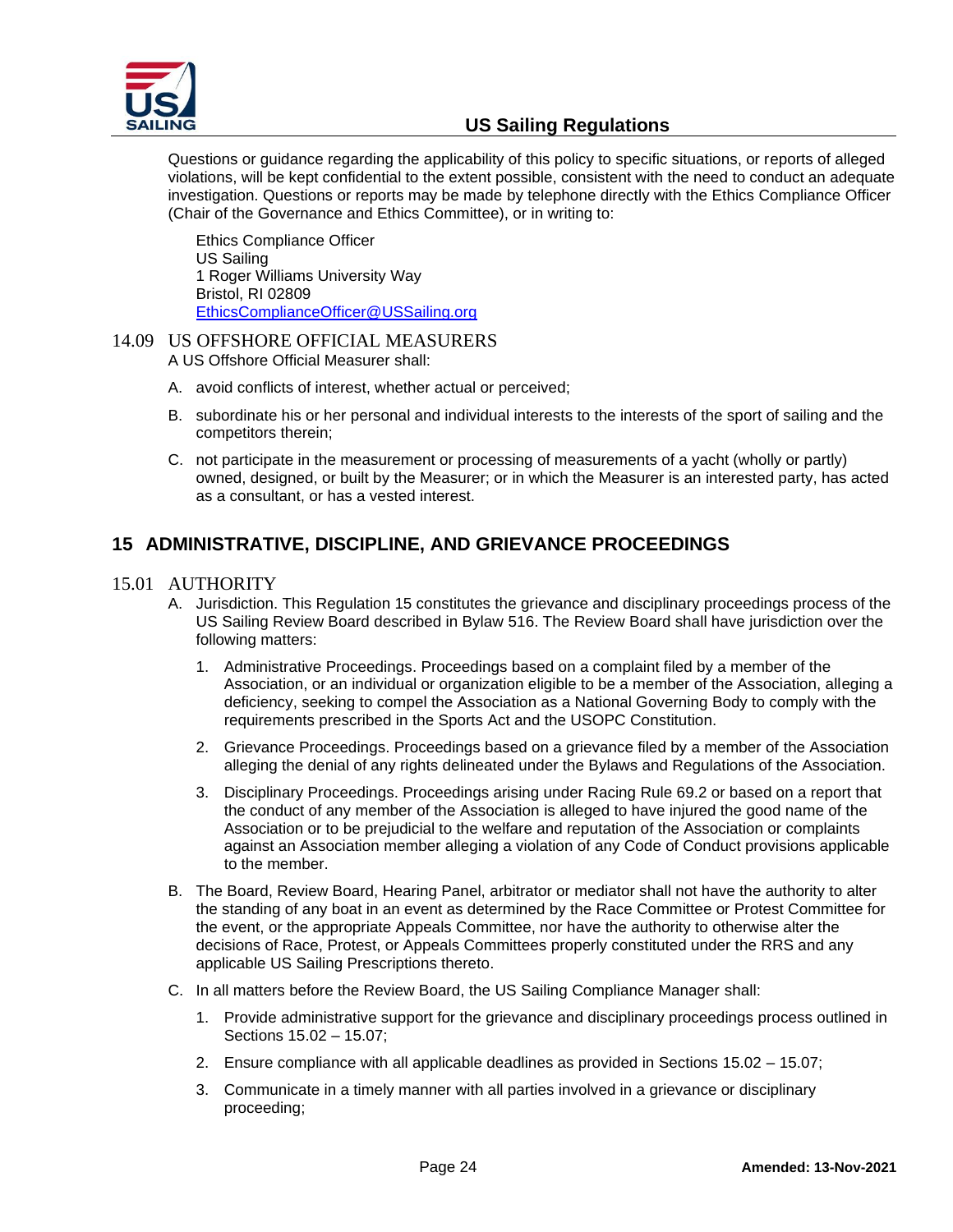Questions or guidance regarding the applicability of this policy to specific situations, or reports of alleged violations, will be kept confidential to the extent possible, consistent with the need to conduct an adequate investigation. Questions or reports may be made by telephone directly with the Ethics Compliance Officer (Chair of the Governance and Ethics Committee), or in writing to:

Ethics Compliance Officer
US Sailing
1 Roger Williams University Way
Bristol, RI 02809
EthicsComplianceOfficer@USSailing.org

### 14.09 US OFFSHORE OFFICIAL MEASURERS

A US Offshore Official Measurer shall:

A. avoid conflicts of interest, whether actual or perceived;

B. subordinate his or her personal and individual interests to the interests of the sport of sailing and the competitors therein;

C. not participate in the measurement or processing of measurements of a yacht (wholly or partly) owned, designed, or built by the Measurer; or in which the Measurer is an interested party, has acted as a consultant, or has a vested interest.

## 15 ADMINISTRATIVE, DISCIPLINE, AND GRIEVANCE PROCEEDINGS

### 15.01 AUTHORITY

A. Jurisdiction. This Regulation 15 constitutes the grievance and disciplinary proceedings process of the US Sailing Review Board described in Bylaw 516. The Review Board shall have jurisdiction over the following matters:

   1. Administrative Proceedings. Proceedings based on a complaint filed by a member of the Association, or an individual or organization eligible to be a member of the Association, alleging a deficiency, seeking to compel the Association as a National Governing Body to comply with the requirements prescribed in the Sports Act and the USOPC Constitution.

   2. Grievance Proceedings. Proceedings based on a grievance filed by a member of the Association alleging the denial of any rights delineated under the Bylaws and Regulations of the Association.

   3. Disciplinary Proceedings. Proceedings arising under Racing Rule 69.2 or based on a report that the conduct of any member of the Association is alleged to have injured the good name of the Association or to be prejudicial to the welfare and reputation of the Association or complaints against an Association member alleging a violation of any Code of Conduct provisions applicable to the member.

B. The Board, Review Board, Hearing Panel, arbitrator or mediator shall not have the authority to alter the standing of any boat in an event as determined by the Race Committee or Protest Committee for the event, or the appropriate Appeals Committee, nor have the authority to otherwise alter the decisions of Race, Protest, or Appeals Committees properly constituted under the RRS and any applicable US Sailing Prescriptions thereto.

C. In all matters before the Review Board, the US Sailing Compliance Manager shall:

   1. Provide administrative support for the grievance and disciplinary proceedings process outlined in Sections 15.02 – 15.07;

   2. Ensure compliance with all applicable deadlines as provided in Sections 15.02 – 15.07;

   3. Communicate in a timely manner with all parties involved in a grievance or disciplinary proceeding;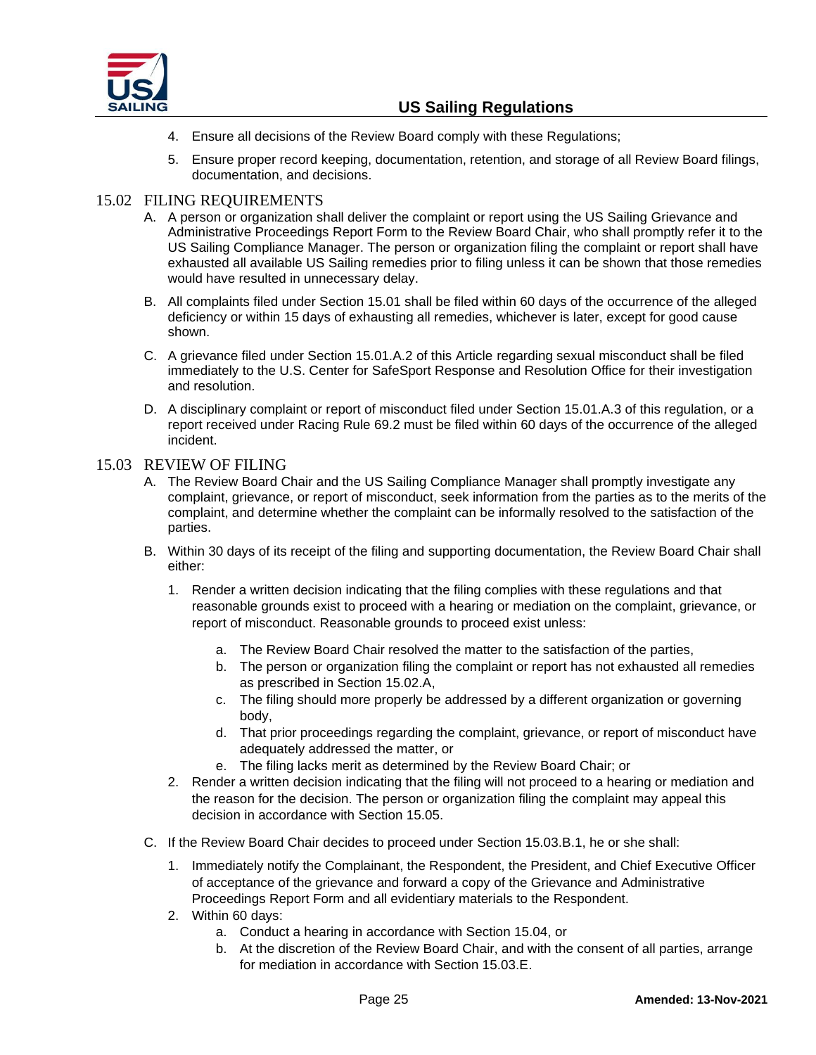4. Ensure all decisions of the Review Board comply with these Regulations;
5. Ensure proper record keeping, documentation, retention, and storage of all Review Board filings, documentation, and decisions.

## 15.02 FILING REQUIREMENTS

A. A person or organization shall deliver the complaint or report using the US Sailing Grievance and Administrative Proceedings Report Form to the Review Board Chair, who shall promptly refer it to the US Sailing Compliance Manager. The person or organization filing the complaint or report shall have exhausted all available US Sailing remedies prior to filing unless it can be shown that those remedies would have resulted in unnecessary delay.

B. All complaints filed under Section 15.01 shall be filed within 60 days of the occurrence of the alleged deficiency or within 15 days of exhausting all remedies, whichever is later, except for good cause shown.

C. A grievance filed under Section 15.01.A.2 of this Article regarding sexual misconduct shall be filed immediately to the U.S. Center for SafeSport Response and Resolution Office for their investigation and resolution.

D. A disciplinary complaint or report of misconduct filed under Section 15.01.A.3 of this regulation, or a report received under Racing Rule 69.2 must be filed within 60 days of the occurrence of the alleged incident.

## 15.03 REVIEW OF FILING

A. The Review Board Chair and the US Sailing Compliance Manager shall promptly investigate any complaint, grievance, or report of misconduct, seek information from the parties as to the merits of the complaint, and determine whether the complaint can be informally resolved to the satisfaction of the parties.

B. Within 30 days of its receipt of the filing and supporting documentation, the Review Board Chair shall either:

1. Render a written decision indicating that the filing complies with these regulations and that reasonable grounds exist to proceed with a hearing or mediation on the complaint, grievance, or report of misconduct. Reasonable grounds to proceed exist unless:
   a. The Review Board Chair resolved the matter to the satisfaction of the parties,
   b. The person or organization filing the complaint or report has not exhausted all remedies as prescribed in Section 15.02.A,
   c. The filing should more properly be addressed by a different organization or governing body,
   d. That prior proceedings regarding the complaint, grievance, or report of misconduct have adequately addressed the matter, or
   e. The filing lacks merit as determined by the Review Board Chair; or
2. Render a written decision indicating that the filing will not proceed to a hearing or mediation and the reason for the decision. The person or organization filing the complaint may appeal this decision in accordance with Section 15.05.

C. If the Review Board Chair decides to proceed under Section 15.03.B.1, he or she shall:

1. Immediately notify the Complainant, the Respondent, the President, and Chief Executive Officer of acceptance of the grievance and forward a copy of the Grievance and Administrative Proceedings Report Form and all evidentiary materials to the Respondent.
2. Within 60 days:
   a. Conduct a hearing in accordance with Section 15.04, or
   b. At the discretion of the Review Board Chair, and with the consent of all parties, arrange for mediation in accordance with Section 15.03.E.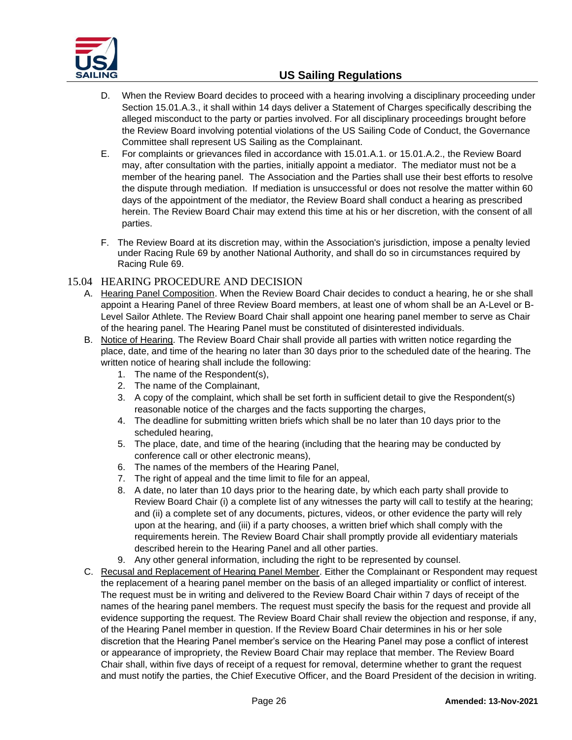D. When the Review Board decides to proceed with a hearing involving a disciplinary proceeding under Section 15.01.A.3., it shall within 14 days deliver a Statement of Charges specifically describing the alleged misconduct to the party or parties involved. For all disciplinary proceedings brought before the Review Board involving potential violations of the US Sailing Code of Conduct, the Governance Committee shall represent US Sailing as the Complainant.

E. For complaints or grievances filed in accordance with 15.01.A.1. or 15.01.A.2., the Review Board may, after consultation with the parties, initially appoint a mediator. The mediator must not be a member of the hearing panel. The Association and the Parties shall use their best efforts to resolve the dispute through mediation. If mediation is unsuccessful or does not resolve the matter within 60 days of the appointment of the mediator, the Review Board shall conduct a hearing as prescribed herein. The Review Board Chair may extend this time at his or her discretion, with the consent of all parties.

F. The Review Board at its discretion may, within the Association's jurisdiction, impose a penalty levied under Racing Rule 69 by another National Authority, and shall do so in circumstances required by Racing Rule 69.

## 15.04 HEARING PROCEDURE AND DECISION

A. Hearing Panel Composition. When the Review Board Chair decides to conduct a hearing, he or she shall appoint a Hearing Panel of three Review Board members, at least one of whom shall be an A-Level or B-Level Sailor Athlete. The Review Board Chair shall appoint one hearing panel member to serve as Chair of the hearing panel. The Hearing Panel must be constituted of disinterested individuals.

B. Notice of Hearing. The Review Board Chair shall provide all parties with written notice regarding the place, date, and time of the hearing no later than 30 days prior to the scheduled date of the hearing. The written notice of hearing shall include the following:

1. The name of the Respondent(s),
2. The name of the Complainant,
3. A copy of the complaint, which shall be set forth in sufficient detail to give the Respondent(s) reasonable notice of the charges and the facts supporting the charges,
4. The deadline for submitting written briefs which shall be no later than 10 days prior to the scheduled hearing,
5. The place, date, and time of the hearing (including that the hearing may be conducted by conference call or other electronic means),
6. The names of the members of the Hearing Panel,
7. The right of appeal and the time limit to file for an appeal,
8. A date, no later than 10 days prior to the hearing date, by which each party shall provide to Review Board Chair (i) a complete list of any witnesses the party will call to testify at the hearing; and (ii) a complete set of any documents, pictures, videos, or other evidence the party will rely upon at the hearing, and (iii) if a party chooses, a written brief which shall comply with the requirements herein. The Review Board Chair shall promptly provide all evidentiary materials described herein to the Hearing Panel and all other parties.
9. Any other general information, including the right to be represented by counsel.

C. Recusal and Replacement of Hearing Panel Member. Either the Complainant or Respondent may request the replacement of a hearing panel member on the basis of an alleged impartiality or conflict of interest. The request must be in writing and delivered to the Review Board Chair within 7 days of receipt of the names of the hearing panel members. The request must specify the basis for the request and provide all evidence supporting the request. The Review Board Chair shall review the objection and response, if any, of the Hearing Panel member in question. If the Review Board Chair determines in his or her sole discretion that the Hearing Panel member's service on the Hearing Panel may pose a conflict of interest or appearance of impropriety, the Review Board Chair may replace that member. The Review Board Chair shall, within five days of receipt of a request for removal, determine whether to grant the request and must notify the parties, the Chief Executive Officer, and the Board President of the decision in writing.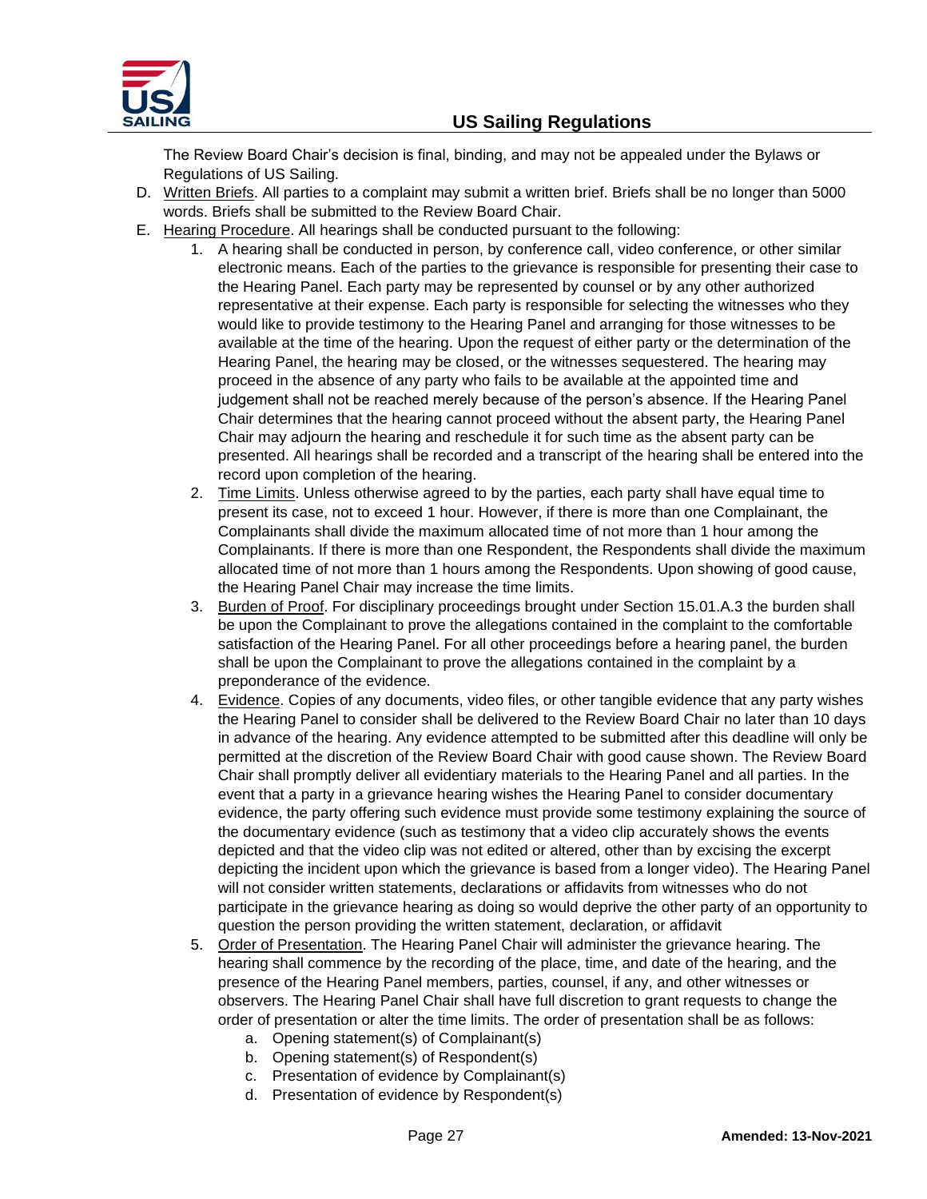The Review Board Chair's decision is final, binding, and may not be appealed under the Bylaws or Regulations of US Sailing.

D. Written Briefs. All parties to a complaint may submit a written brief. Briefs shall be no longer than 5000 words. Briefs shall be submitted to the Review Board Chair.

E. Hearing Procedure. All hearings shall be conducted pursuant to the following:

1. A hearing shall be conducted in person, by conference call, video conference, or other similar electronic means. Each of the parties to the grievance is responsible for presenting their case to the Hearing Panel. Each party may be represented by counsel or by any other authorized representative at their expense. Each party is responsible for selecting the witnesses who they would like to provide testimony to the Hearing Panel and arranging for those witnesses to be available at the time of the hearing. Upon the request of either party or the determination of the Hearing Panel, the hearing may be closed, or the witnesses sequestered. The hearing may proceed in the absence of any party who fails to be available at the appointed time and judgement shall not be reached merely because of the person's absence. If the Hearing Panel Chair determines that the hearing cannot proceed without the absent party, the Hearing Panel Chair may adjourn the hearing and reschedule it for such time as the absent party can be presented. All hearings shall be recorded and a transcript of the hearing shall be entered into the record upon completion of the hearing.

2. Time Limits. Unless otherwise agreed to by the parties, each party shall have equal time to present its case, not to exceed 1 hour. However, if there is more than one Complainant, the Complainants shall divide the maximum allocated time of not more than 1 hour among the Complainants. If there is more than one Respondent, the Respondents shall divide the maximum allocated time of not more than 1 hours among the Respondents. Upon showing of good cause, the Hearing Panel Chair may increase the time limits.

3. Burden of Proof. For disciplinary proceedings brought under Section 15.01.A.3 the burden shall be upon the Complainant to prove the allegations contained in the complaint to the comfortable satisfaction of the Hearing Panel. For all other proceedings before a hearing panel, the burden shall be upon the Complainant to prove the allegations contained in the complaint by a preponderance of the evidence.

4. Evidence. Copies of any documents, video files, or other tangible evidence that any party wishes the Hearing Panel to consider shall be delivered to the Review Board Chair no later than 10 days in advance of the hearing. Any evidence attempted to be submitted after this deadline will only be permitted at the discretion of the Review Board Chair with good cause shown. The Review Board Chair shall promptly deliver all evidentiary materials to the Hearing Panel and all parties. In the event that a party in a grievance hearing wishes the Hearing Panel to consider documentary evidence, the party offering such evidence must provide some testimony explaining the source of the documentary evidence (such as testimony that a video clip accurately shows the events depicted and that the video clip was not edited or altered, other than by excising the excerpt depicting the incident upon which the grievance is based from a longer video). The Hearing Panel will not consider written statements, declarations or affidavits from witnesses who do not participate in the grievance hearing as doing so would deprive the other party of an opportunity to question the person providing the written statement, declaration, or affidavit

5. Order of Presentation. The Hearing Panel Chair will administer the grievance hearing. The hearing shall commence by the recording of the place, time, and date of the hearing, and the presence of the Hearing Panel members, parties, counsel, if any, and other witnesses or observers. The Hearing Panel Chair shall have full discretion to grant requests to change the order of presentation or alter the time limits. The order of presentation shall be as follows:
   a. Opening statement(s) of Complainant(s)
   b. Opening statement(s) of Respondent(s)
   c. Presentation of evidence by Complainant(s)
   d. Presentation of evidence by Respondent(s)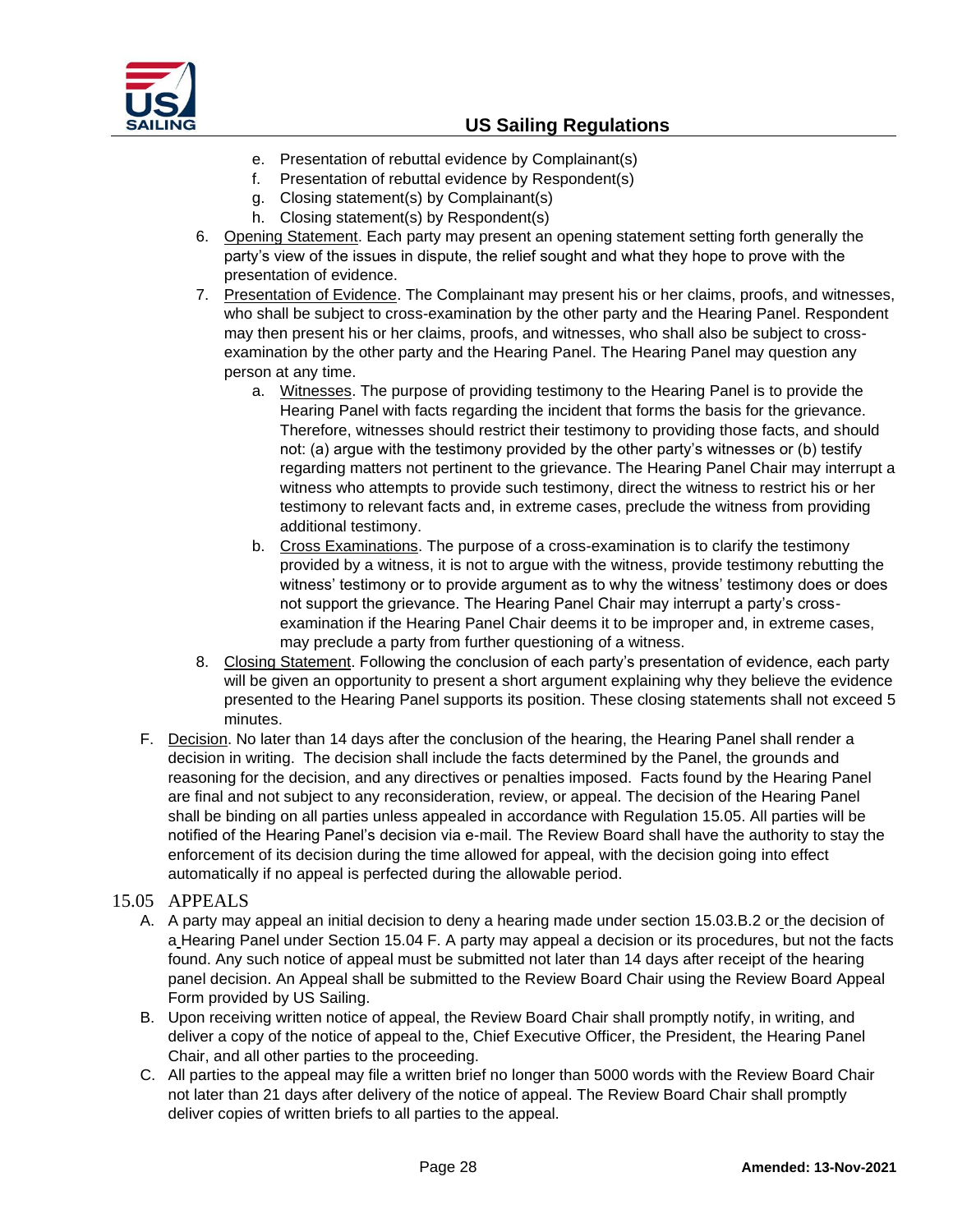e. Presentation of rebuttal evidence by Complainant(s)
   f. Presentation of rebuttal evidence by Respondent(s)
   g. Closing statement(s) by Complainant(s)
   h. Closing statement(s) by Respondent(s)

6. Opening Statement. Each party may present an opening statement setting forth generally the party's view of the issues in dispute, the relief sought and what they hope to prove with the presentation of evidence.
7. Presentation of Evidence. The Complainant may present his or her claims, proofs, and witnesses, who shall be subject to cross-examination by the other party and the Hearing Panel. Respondent may then present his or her claims, proofs, and witnesses, who shall also be subject to cross-examination by the other party and the Hearing Panel. The Hearing Panel may question any person at any time.
   a. Witnesses. The purpose of providing testimony to the Hearing Panel is to provide the Hearing Panel with facts regarding the incident that forms the basis for the grievance. Therefore, witnesses should restrict their testimony to providing those facts, and should not: (a) argue with the testimony provided by the other party's witnesses or (b) testify regarding matters not pertinent to the grievance. The Hearing Panel Chair may interrupt a witness who attempts to provide such testimony, direct the witness to restrict his or her testimony to relevant facts and, in extreme cases, preclude the witness from providing additional testimony.
   b. Cross Examinations. The purpose of a cross-examination is to clarify the testimony provided by a witness, it is not to argue with the witness, provide testimony rebutting the witness' testimony or to provide argument as to why the witness' testimony does or does not support the grievance. The Hearing Panel Chair may interrupt a party's cross-examination if the Hearing Panel Chair deems it to be improper and, in extreme cases, may preclude a party from further questioning of a witness.
8. Closing Statement. Following the conclusion of each party's presentation of evidence, each party will be given an opportunity to present a short argument explaining why they believe the evidence presented to the Hearing Panel supports its position. These closing statements shall not exceed 5 minutes.

F. Decision. No later than 14 days after the conclusion of the hearing, the Hearing Panel shall render a decision in writing. The decision shall include the facts determined by the Panel, the grounds and reasoning for the decision, and any directives or penalties imposed. Facts found by the Hearing Panel are final and not subject to any reconsideration, review, or appeal. The decision of the Hearing Panel shall be binding on all parties unless appealed in accordance with Regulation 15.05. All parties will be notified of the Hearing Panel's decision via e-mail. The Review Board shall have the authority to stay the enforcement of its decision during the time allowed for appeal, with the decision going into effect automatically if no appeal is perfected during the allowable period.

## 15.05 APPEALS

A. A party may appeal an initial decision to deny a hearing made under section 15.03.B.2 or the decision of a Hearing Panel under Section 15.04 F. A party may appeal a decision or its procedures, but not the facts found. Any such notice of appeal must be submitted not later than 14 days after receipt of the hearing panel decision. An Appeal shall be submitted to the Review Board Chair using the Review Board Appeal Form provided by US Sailing.
B. Upon receiving written notice of appeal, the Review Board Chair shall promptly notify, in writing, and deliver a copy of the notice of appeal to the, Chief Executive Officer, the President, the Hearing Panel Chair, and all other parties to the proceeding.
C. All parties to the appeal may file a written brief no longer than 5000 words with the Review Board Chair not later than 21 days after delivery of the notice of appeal. The Review Board Chair shall promptly deliver copies of written briefs to all parties to the appeal.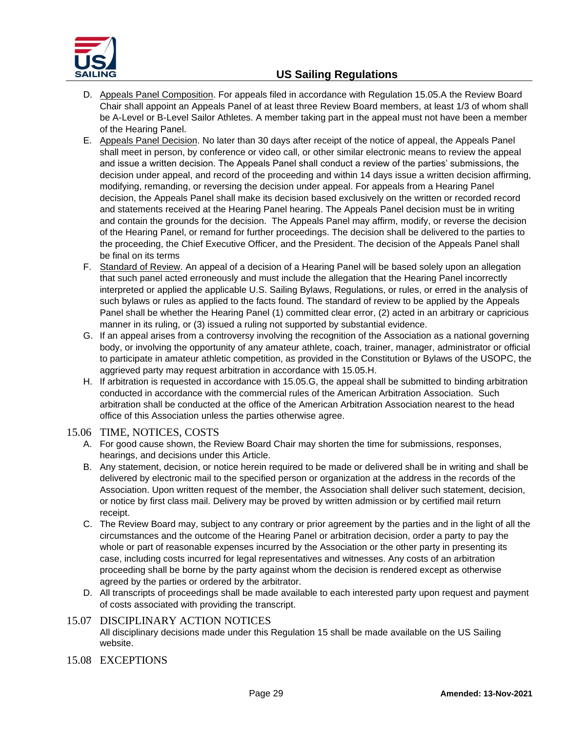D. Appeals Panel Composition. For appeals filed in accordance with Regulation 15.05.A the Review Board Chair shall appoint an Appeals Panel of at least three Review Board members, at least 1/3 of whom shall be A-Level or B-Level Sailor Athletes. A member taking part in the appeal must not have been a member of the Hearing Panel.

E. Appeals Panel Decision. No later than 30 days after receipt of the notice of appeal, the Appeals Panel shall meet in person, by conference or video call, or other similar electronic means to review the appeal and issue a written decision. The Appeals Panel shall conduct a review of the parties' submissions, the decision under appeal, and record of the proceeding and within 14 days issue a written decision affirming, modifying, remanding, or reversing the decision under appeal. For appeals from a Hearing Panel decision, the Appeals Panel shall make its decision based exclusively on the written or recorded record and statements received at the Hearing Panel hearing. The Appeals Panel decision must be in writing and contain the grounds for the decision. The Appeals Panel may affirm, modify, or reverse the decision of the Hearing Panel, or remand for further proceedings. The decision shall be delivered to the parties to the proceeding, the Chief Executive Officer, and the President. The decision of the Appeals Panel shall be final on its terms

F. Standard of Review. An appeal of a decision of a Hearing Panel will be based solely upon an allegation that such panel acted erroneously and must include the allegation that the Hearing Panel incorrectly interpreted or applied the applicable U.S. Sailing Bylaws, Regulations, or rules, or erred in the analysis of such bylaws or rules as applied to the facts found. The standard of review to be applied by the Appeals Panel shall be whether the Hearing Panel (1) committed clear error, (2) acted in an arbitrary or capricious manner in its ruling, or (3) issued a ruling not supported by substantial evidence.

G. If an appeal arises from a controversy involving the recognition of the Association as a national governing body, or involving the opportunity of any amateur athlete, coach, trainer, manager, administrator or official to participate in amateur athletic competition, as provided in the Constitution or Bylaws of the USOPC, the aggrieved party may request arbitration in accordance with 15.05.H.

H. If arbitration is requested in accordance with 15.05.G, the appeal shall be submitted to binding arbitration conducted in accordance with the commercial rules of the American Arbitration Association. Such arbitration shall be conducted at the office of the American Arbitration Association nearest to the head office of this Association unless the parties otherwise agree.

## 15.06 TIME, NOTICES, COSTS

A. For good cause shown, the Review Board Chair may shorten the time for submissions, responses, hearings, and decisions under this Article.

B. Any statement, decision, or notice herein required to be made or delivered shall be in writing and shall be delivered by electronic mail to the specified person or organization at the address in the records of the Association. Upon written request of the member, the Association shall deliver such statement, decision, or notice by first class mail. Delivery may be proved by written admission or by certified mail return receipt.

C. The Review Board may, subject to any contrary or prior agreement by the parties and in the light of all the circumstances and the outcome of the Hearing Panel or arbitration decision, order a party to pay the whole or part of reasonable expenses incurred by the Association or the other party in presenting its case, including costs incurred for legal representatives and witnesses. Any costs of an arbitration proceeding shall be borne by the party against whom the decision is rendered except as otherwise agreed by the parties or ordered by the arbitrator.

D. All transcripts of proceedings shall be made available to each interested party upon request and payment of costs associated with providing the transcript.

## 15.07 DISCIPLINARY ACTION NOTICES

All disciplinary decisions made under this Regulation 15 shall be made available on the US Sailing website.

## 15.08 EXCEPTIONS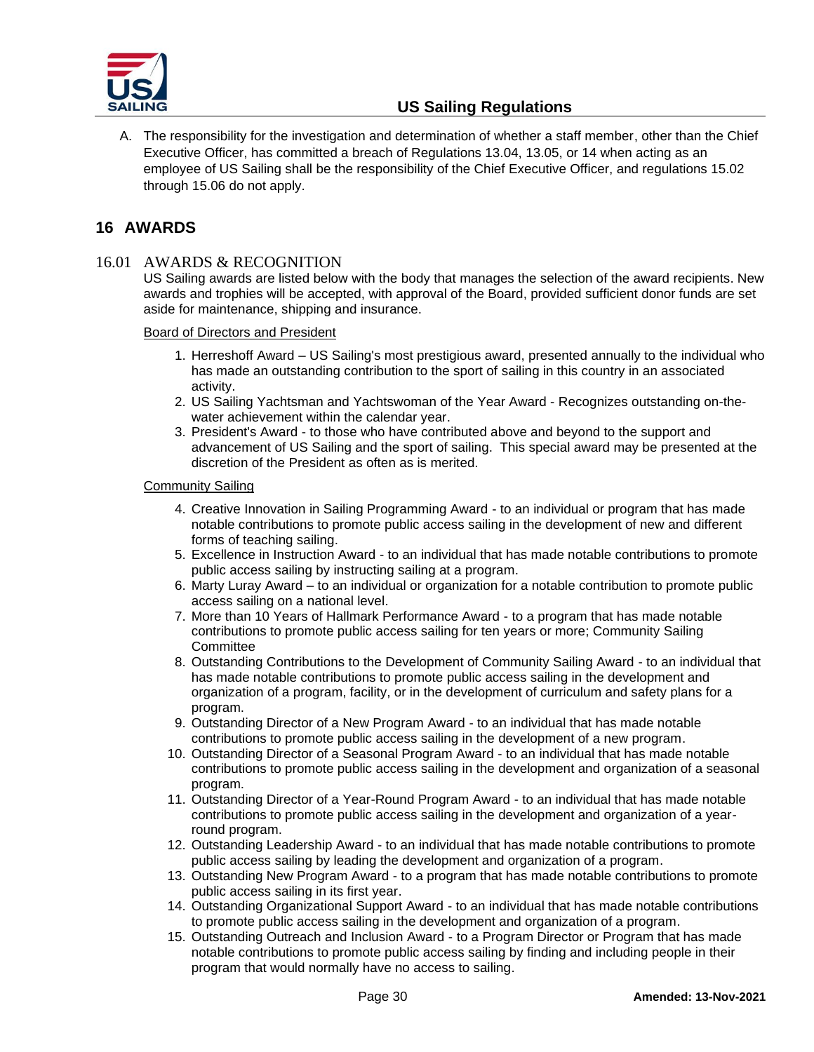A. The responsibility for the investigation and determination of whether a staff member, other than the Chief Executive Officer, has committed a breach of Regulations 13.04, 13.05, or 14 when acting as an employee of US Sailing shall be the responsibility of the Chief Executive Officer, and regulations 15.02 through 15.06 do not apply.

# 16 AWARDS

## 16.01 AWARDS & RECOGNITION

US Sailing awards are listed below with the body that manages the selection of the award recipients. New awards and trophies will be accepted, with approval of the Board, provided sufficient donor funds are set aside for maintenance, shipping and insurance.

Board of Directors and President

1. Herreshoff Award – US Sailing's most prestigious award, presented annually to the individual who has made an outstanding contribution to the sport of sailing in this country in an associated activity.
2. US Sailing Yachtsman and Yachtswoman of the Year Award - Recognizes outstanding on-the-water achievement within the calendar year.
3. President's Award - to those who have contributed above and beyond to the support and advancement of US Sailing and the sport of sailing. This special award may be presented at the discretion of the President as often as is merited.

Community Sailing

4. Creative Innovation in Sailing Programming Award - to an individual or program that has made notable contributions to promote public access sailing in the development of new and different forms of teaching sailing.
5. Excellence in Instruction Award - to an individual that has made notable contributions to promote public access sailing by instructing sailing at a program.
6. Marty Luray Award – to an individual or organization for a notable contribution to promote public access sailing on a national level.
7. More than 10 Years of Hallmark Performance Award - to a program that has made notable contributions to promote public access sailing for ten years or more; Community Sailing Committee
8. Outstanding Contributions to the Development of Community Sailing Award - to an individual that has made notable contributions to promote public access sailing in the development and organization of a program, facility, or in the development of curriculum and safety plans for a program.
9. Outstanding Director of a New Program Award - to an individual that has made notable contributions to promote public access sailing in the development of a new program.
10. Outstanding Director of a Seasonal Program Award - to an individual that has made notable contributions to promote public access sailing in the development and organization of a seasonal program.
11. Outstanding Director of a Year-Round Program Award - to an individual that has made notable contributions to promote public access sailing in the development and organization of a year-round program.
12. Outstanding Leadership Award - to an individual that has made notable contributions to promote public access sailing by leading the development and organization of a program.
13. Outstanding New Program Award - to a program that has made notable contributions to promote public access sailing in its first year.
14. Outstanding Organizational Support Award - to an individual that has made notable contributions to promote public access sailing in the development and organization of a program.
15. Outstanding Outreach and Inclusion Award - to a Program Director or Program that has made notable contributions to promote public access sailing by finding and including people in their program that would normally have no access to sailing.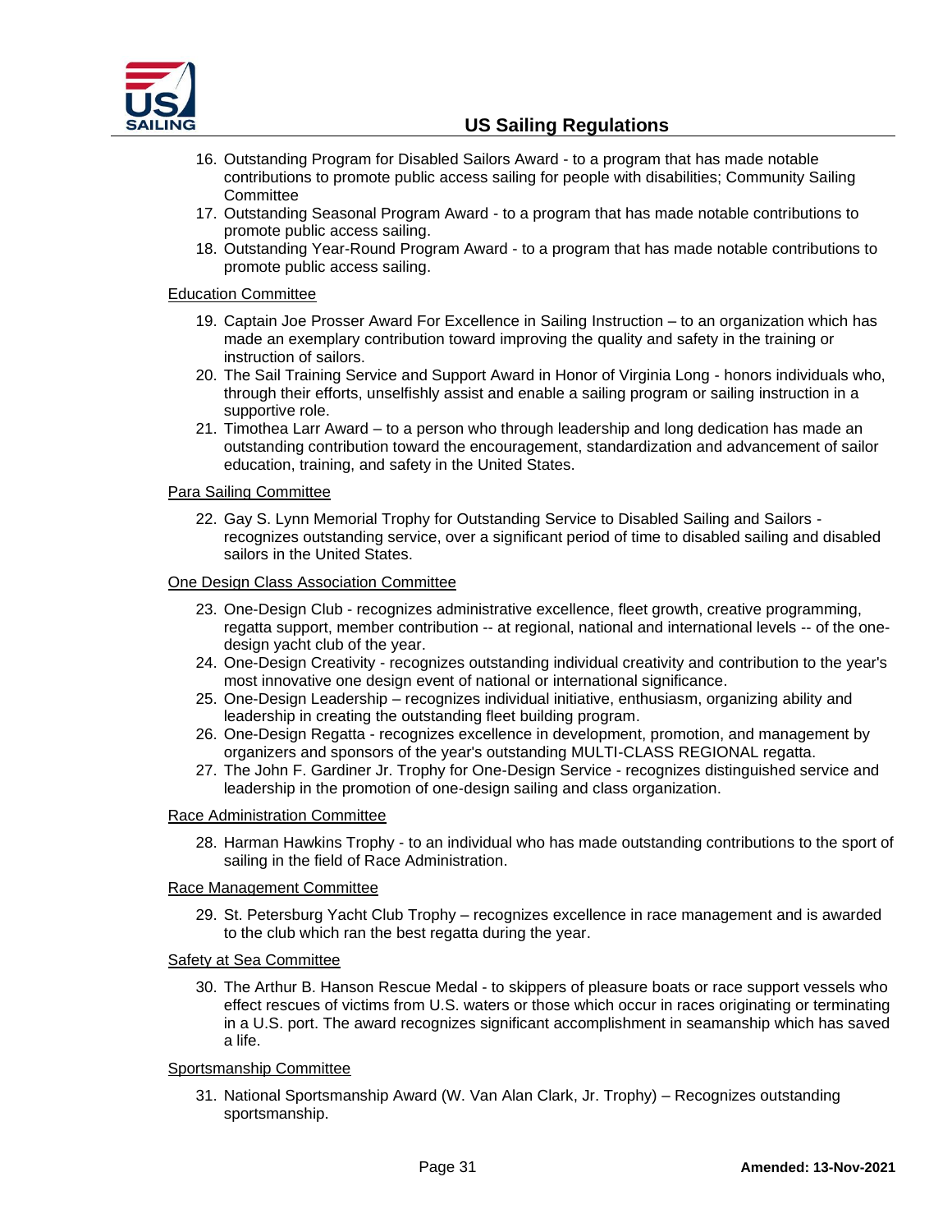16. Outstanding Program for Disabled Sailors Award - to a program that has made notable contributions to promote public access sailing for people with disabilities; Community Sailing Committee
17. Outstanding Seasonal Program Award - to a program that has made notable contributions to promote public access sailing.
18. Outstanding Year-Round Program Award - to a program that has made notable contributions to promote public access sailing.

Education Committee

19. Captain Joe Prosser Award For Excellence in Sailing Instruction – to an organization which has made an exemplary contribution toward improving the quality and safety in the training or instruction of sailors.
20. The Sail Training Service and Support Award in Honor of Virginia Long - honors individuals who, through their efforts, unselfishly assist and enable a sailing program or sailing instruction in a supportive role.
21. Timothea Larr Award – to a person who through leadership and long dedication has made an outstanding contribution toward the encouragement, standardization and advancement of sailor education, training, and safety in the United States.

Para Sailing Committee

22. Gay S. Lynn Memorial Trophy for Outstanding Service to Disabled Sailing and Sailors - recognizes outstanding service, over a significant period of time to disabled sailing and disabled sailors in the United States.

One Design Class Association Committee

23. One-Design Club - recognizes administrative excellence, fleet growth, creative programming, regatta support, member contribution -- at regional, national and international levels -- of the one-design yacht club of the year.
24. One-Design Creativity - recognizes outstanding individual creativity and contribution to the year's most innovative one design event of national or international significance.
25. One-Design Leadership – recognizes individual initiative, enthusiasm, organizing ability and leadership in creating the outstanding fleet building program.
26. One-Design Regatta - recognizes excellence in development, promotion, and management by organizers and sponsors of the year's outstanding MULTI-CLASS REGIONAL regatta.
27. The John F. Gardiner Jr. Trophy for One-Design Service - recognizes distinguished service and leadership in the promotion of one-design sailing and class organization.

Race Administration Committee

28. Harman Hawkins Trophy - to an individual who has made outstanding contributions to the sport of sailing in the field of Race Administration.

Race Management Committee

29. St. Petersburg Yacht Club Trophy – recognizes excellence in race management and is awarded to the club which ran the best regatta during the year.

Safety at Sea Committee

30. The Arthur B. Hanson Rescue Medal - to skippers of pleasure boats or race support vessels who effect rescues of victims from U.S. waters or those which occur in races originating or terminating in a U.S. port. The award recognizes significant accomplishment in seamanship which has saved a life.

Sportsmanship Committee

31. National Sportsmanship Award (W. Van Alan Clark, Jr. Trophy) – Recognizes outstanding sportsmanship.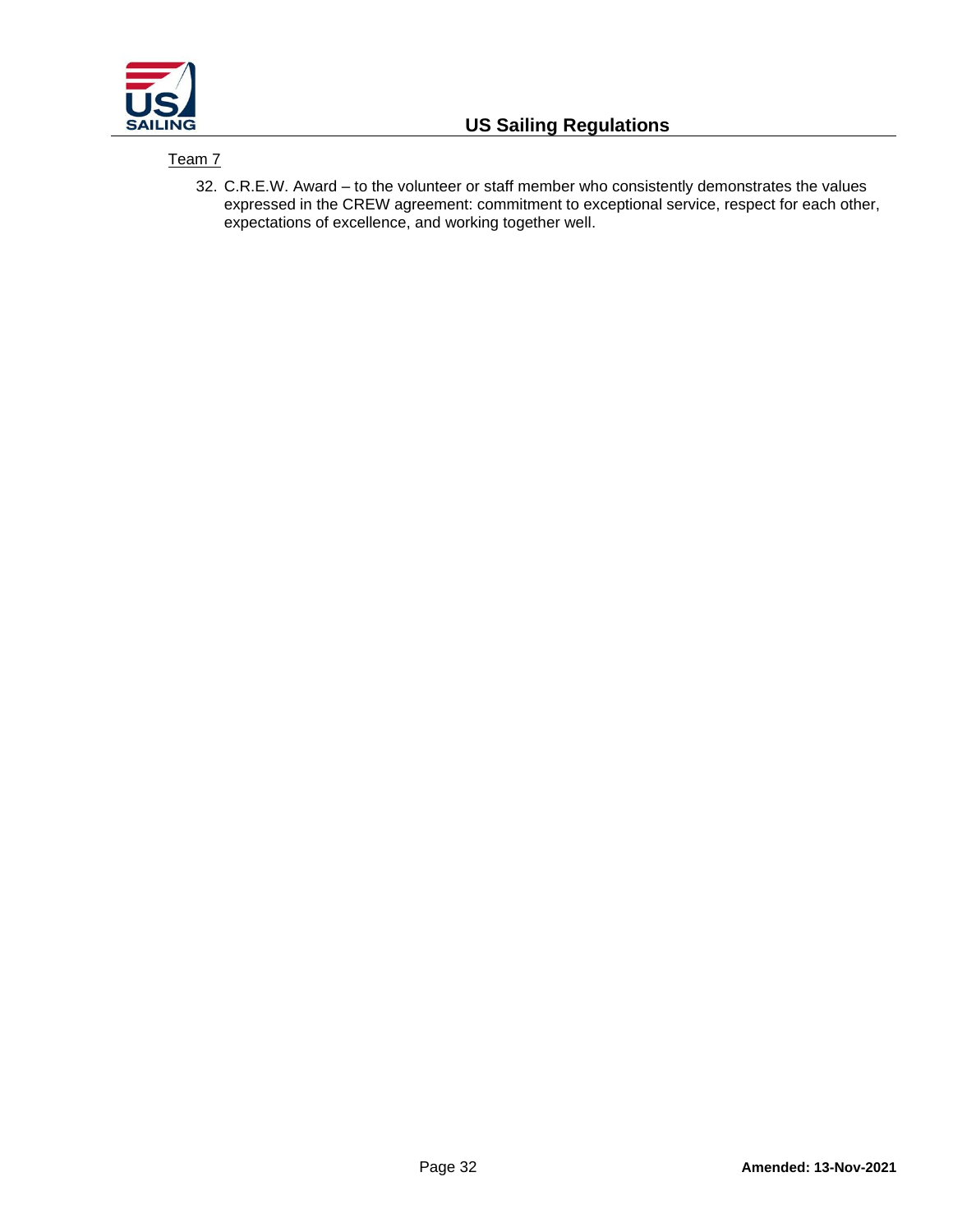Team 7

32. C.R.E.W. Award – to the volunteer or staff member who consistently demonstrates the values expressed in the CREW agreement: commitment to exceptional service, respect for each other, expectations of excellence, and working together well.